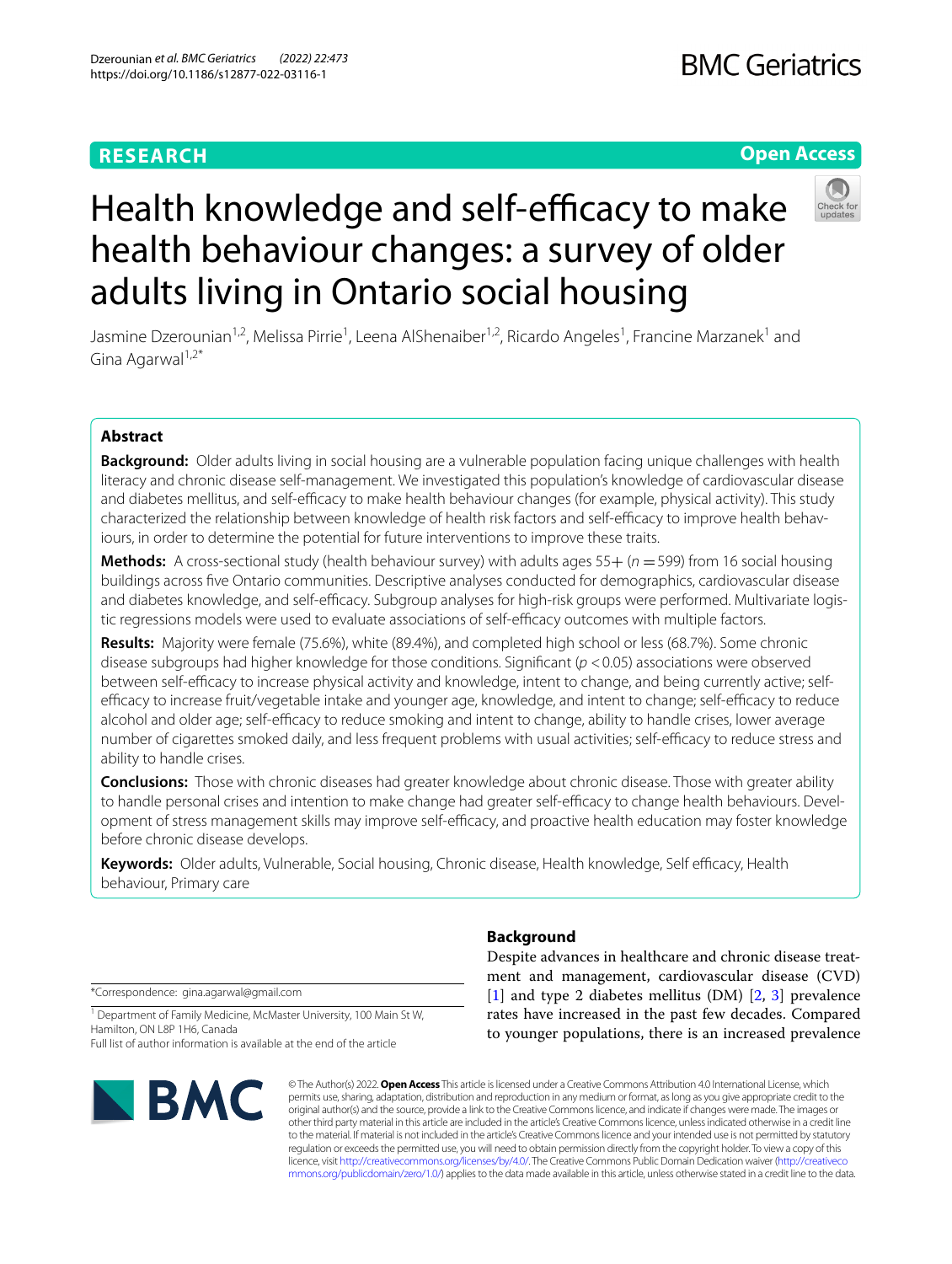RESEARCH

Open Access

# Health knowledge and self-efficacy to make health behaviour changes: a survey of older adults living in Ontario social housing

Jasmine Dzerounian[1,2], Melissa Pirrie[1], Leena AlShenaiber[1,2], Ricardo Angeles[1], Francine Marzanek[1] and Gina Agarwal[1,2*]

## Abstract

**Background:** Older adults living in social housing are a vulnerable population facing unique challenges with health literacy and chronic disease self-management. We investigated this population's knowledge of cardiovascular disease and diabetes mellitus, and self-efficacy to make health behaviour changes (for example, physical activity). This study characterized the relationship between knowledge of health risk factors and self-efficacy to improve health behaviours, in order to determine the potential for future interventions to improve these traits.

**Methods:** A cross-sectional study (health behaviour survey) with adults ages 55+ ($n = 599$) from 16 social housing buildings across five Ontario communities. Descriptive analyses conducted for demographics, cardiovascular disease and diabetes knowledge, and self-efficacy. Subgroup analyses for high-risk groups were performed. Multivariate logistic regressions models were used to evaluate associations of self-efficacy outcomes with multiple factors.

**Results:** Majority were female (75.6%), white (89.4%), and completed high school or less (68.7%). Some chronic disease subgroups had higher knowledge for those conditions. Significant ($p < 0.05$) associations were observed between self-efficacy to increase physical activity and knowledge, intent to change, and being currently active; self-efficacy to increase fruit/vegetable intake and younger age, knowledge, and intent to change; self-efficacy to reduce alcohol and older age; self-efficacy to reduce smoking and intent to change, ability to handle crises, lower average number of cigarettes smoked daily, and less frequent problems with usual activities; self-efficacy to reduce stress and ability to handle crises.

**Conclusions:** Those with chronic diseases had greater knowledge about chronic disease. Those with greater ability to handle personal crises and intention to make change had greater self-efficacy to change health behaviours. Development of stress management skills may improve self-efficacy, and proactive health education may foster knowledge before chronic disease develops.

**Keywords:** Older adults, Vulnerable, Social housing, Chronic disease, Health knowledge, Self efficacy, Health behaviour, Primary care

## Background

Despite advances in healthcare and chronic disease treatment and management, cardiovascular disease (CVD) [1] and type 2 diabetes mellitus (DM) [2, 3] prevalence rates have increased in the past few decades. Compared to younger populations, there is an increased prevalence

*Correspondence: gina.agarwal@gmail.com

[1] Department of Family Medicine, McMaster University, 100 Main St W, Hamilton, ON L8P 1H6, Canada

Full list of author information is available at the end of the article

© The Author(s) 2022. **Open Access** This article is licensed under a Creative Commons Attribution 4.0 International License, which permits use, sharing, adaptation, distribution and reproduction in any medium or format, as long as you give appropriate credit to the original author(s) and the source, provide a link to the Creative Commons licence, and indicate if changes were made. The images or other third party material in this article are included in the article's Creative Commons licence, unless indicated otherwise in a credit line to the material. If material is not included in the article's Creative Commons licence and your intended use is not permitted by statutory regulation or exceeds the permitted use, you will need to obtain permission directly from the copyright holder. To view a copy of this licence, visit http://creativecommons.org/licenses/by/4.0/. The Creative Commons Public Domain Dedication waiver (http://creativecommons.org/publicdomain/zero/1.0/) applies to the data made available in this article, unless otherwise stated in a credit line to the data.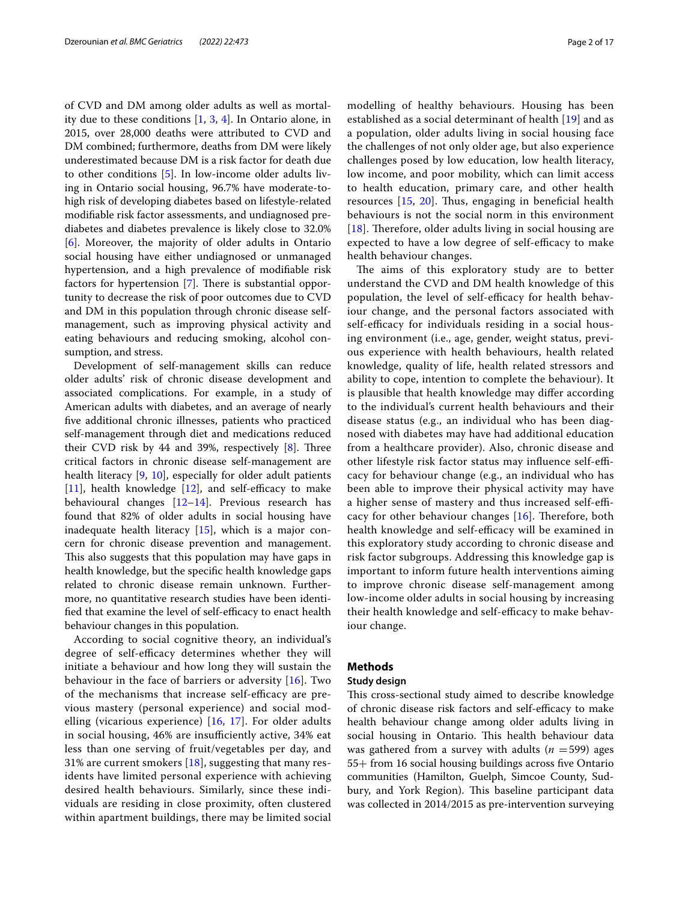of CVD and DM among older adults as well as mortality due to these conditions [1, 3, 4]. In Ontario alone, in 2015, over 28,000 deaths were attributed to CVD and DM combined; furthermore, deaths from DM were likely underestimated because DM is a risk factor for death due to other conditions [5]. In low-income older adults living in Ontario social housing, 96.7% have moderate-to-high risk of developing diabetes based on lifestyle-related modifiable risk factor assessments, and undiagnosed prediabetes and diabetes prevalence is likely close to 32.0% [6]. Moreover, the majority of older adults in Ontario social housing have either undiagnosed or unmanaged hypertension, and a high prevalence of modifiable risk factors for hypertension [7]. There is substantial opportunity to decrease the risk of poor outcomes due to CVD and DM in this population through chronic disease self-management, such as improving physical activity and eating behaviours and reducing smoking, alcohol consumption, and stress.

Development of self-management skills can reduce older adults' risk of chronic disease development and associated complications. For example, in a study of American adults with diabetes, and an average of nearly five additional chronic illnesses, patients who practiced self-management through diet and medications reduced their CVD risk by 44 and 39%, respectively [8]. Three critical factors in chronic disease self-management are health literacy [9, 10], especially for older adult patients [11], health knowledge [12], and self-efficacy to make behavioural changes [12–14]. Previous research has found that 82% of older adults in social housing have inadequate health literacy [15], which is a major concern for chronic disease prevention and management. This also suggests that this population may have gaps in health knowledge, but the specific health knowledge gaps related to chronic disease remain unknown. Furthermore, no quantitative research studies have been identified that examine the level of self-efficacy to enact health behaviour changes in this population.

According to social cognitive theory, an individual's degree of self-efficacy determines whether they will initiate a behaviour and how long they will sustain the behaviour in the face of barriers or adversity [16]. Two of the mechanisms that increase self-efficacy are previous mastery (personal experience) and social modelling (vicarious experience) [16, 17]. For older adults in social housing, 46% are insufficiently active, 34% eat less than one serving of fruit/vegetables per day, and 31% are current smokers [18], suggesting that many residents have limited personal experience with achieving desired health behaviours. Similarly, since these individuals are residing in close proximity, often clustered within apartment buildings, there may be limited social modelling of healthy behaviours. Housing has been established as a social determinant of health [19] and as a population, older adults living in social housing face the challenges of not only older age, but also experience challenges posed by low education, low health literacy, low income, and poor mobility, which can limit access to health education, primary care, and other health resources [15, 20]. Thus, engaging in beneficial health behaviours is not the social norm in this environment [18]. Therefore, older adults living in social housing are expected to have a low degree of self-efficacy to make health behaviour changes.

The aims of this exploratory study are to better understand the CVD and DM health knowledge of this population, the level of self-efficacy for health behaviour change, and the personal factors associated with self-efficacy for individuals residing in a social housing environment (i.e., age, gender, weight status, previous experience with health behaviours, health related knowledge, quality of life, health related stressors and ability to cope, intention to complete the behaviour). It is plausible that health knowledge may differ according to the individual's current health behaviours and their disease status (e.g., an individual who has been diagnosed with diabetes may have had additional education from a healthcare provider). Also, chronic disease and other lifestyle risk factor status may influence self-efficacy for behaviour change (e.g., an individual who has been able to improve their physical activity may have a higher sense of mastery and thus increased self-efficacy for other behaviour changes [16]. Therefore, both health knowledge and self-efficacy will be examined in this exploratory study according to chronic disease and risk factor subgroups. Addressing this knowledge gap is important to inform future health interventions aiming to improve chronic disease self-management among low-income older adults in social housing by increasing their health knowledge and self-efficacy to make behaviour change.

## Methods

### Study design

This cross-sectional study aimed to describe knowledge of chronic disease risk factors and self-efficacy to make health behaviour change among older adults living in social housing in Ontario. This health behaviour data was gathered from a survey with adults ($n$ = 599) ages 55+ from 16 social housing buildings across five Ontario communities (Hamilton, Guelph, Simcoe County, Sudbury, and York Region). This baseline participant data was collected in 2014/2015 as pre-intervention surveying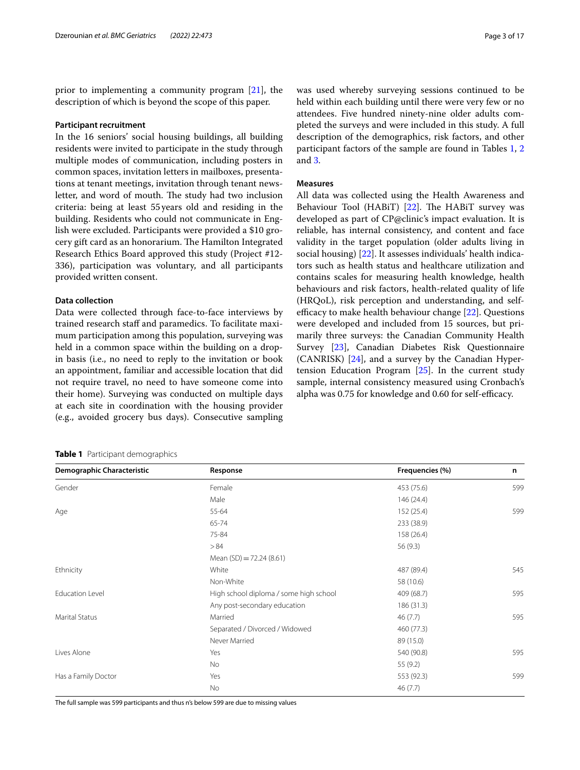prior to implementing a community program [21], the description of which is beyond the scope of this paper.

### Participant recruitment

In the 16 seniors' social housing buildings, all building residents were invited to participate in the study through multiple modes of communication, including posters in common spaces, invitation letters in mailboxes, presentations at tenant meetings, invitation through tenant newsletter, and word of mouth. The study had two inclusion criteria: being at least 55 years old and residing in the building. Residents who could not communicate in English were excluded. Participants were provided a $10 grocery gift card as an honorarium. The Hamilton Integrated Research Ethics Board approved this study (Project #12-336), participation was voluntary, and all participants provided written consent.

### Data collection

Data were collected through face-to-face interviews by trained research staff and paramedics. To facilitate maximum participation among this population, surveying was held in a common space within the building on a drop-in basis (i.e., no need to reply to the invitation or book an appointment, familiar and accessible location that did not require travel, no need to have someone come into their home). Surveying was conducted on multiple days at each site in coordination with the housing provider (e.g., avoided grocery bus days). Consecutive sampling was used whereby surveying sessions continued to be held within each building until there were very few or no attendees. Five hundred ninety-nine older adults completed the surveys and were included in this study. A full description of the demographics, risk factors, and other participant factors of the sample are found in Tables 1, 2 and 3.

### Measures

All data was collected using the Health Awareness and Behaviour Tool (HABiT) [22]. The HABiT survey was developed as part of CP@clinic's impact evaluation. It is reliable, has internal consistency, and content and face validity in the target population (older adults living in social housing) [22]. It assesses individuals' health indicators such as health status and healthcare utilization and contains scales for measuring health knowledge, health behaviours and risk factors, health-related quality of life (HRQoL), risk perception and understanding, and self-efficacy to make health behaviour change [22]. Questions were developed and included from 15 sources, but primarily three surveys: the Canadian Community Health Survey [23], Canadian Diabetes Risk Questionnaire (CANRISK) [24], and a survey by the Canadian Hypertension Education Program [25]. In the current study sample, internal consistency measured using Cronbach's alpha was 0.75 for knowledge and 0.60 for self-efficacy.

**Table 1** Participant demographics

| Demographic Characteristic | Response | Frequencies (%) | n |
|---|---|---|---|
| Gender | Female | 453 (75.6) | 599 |
| | Male | 146 (24.4) | |
| Age | 55-64 | 152 (25.4) | 599 |
| | 65-74 | 233 (38.9) | |
| | 75-84 | 158 (26.4) | |
| | > 84 | 56 (9.3) | |
| | Mean (SD) = 72.24 (8.61) | | |
| Ethnicity | White | 487 (89.4) | 545 |
| | Non-White | 58 (10.6) | |
| Education Level | High school diploma / some high school | 409 (68.7) | 595 |
| | Any post-secondary education | 186 (31.3) | |
| Marital Status | Married | 46 (7.7) | 595 |
| | Separated / Divorced / Widowed | 460 (77.3) | |
| | Never Married | 89 (15.0) | |
| Lives Alone | Yes | 540 (90.8) | 595 |
| | No | 55 (9.2) | |
| Has a Family Doctor | Yes | 553 (92.3) | 599 |
| | No | 46 (7.7) | |

The full sample was 599 participants and thus n's below 599 are due to missing values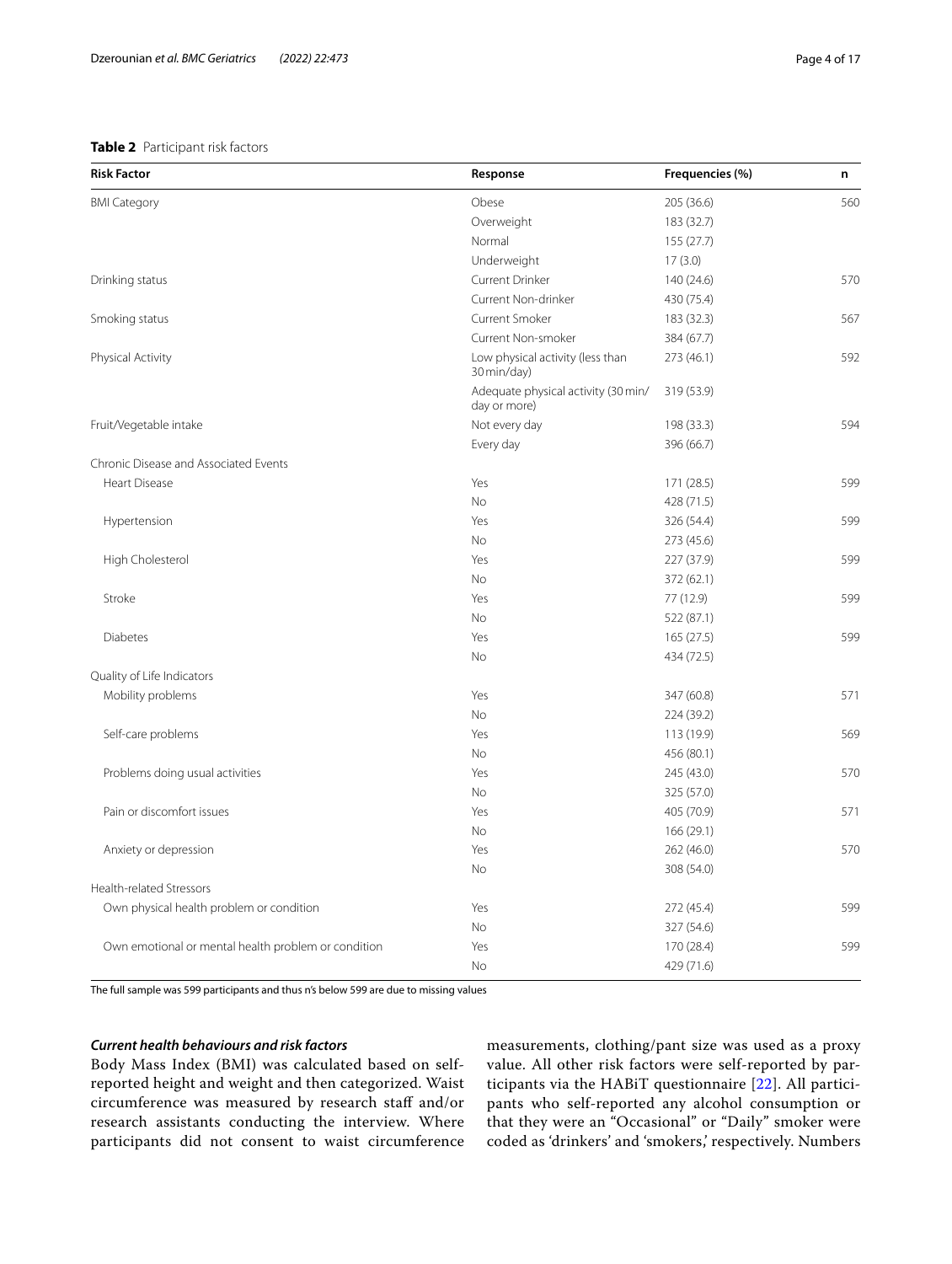**Table 2** Participant risk factors

| Risk Factor | Response | Frequencies (%) | n |
|---|---|---|---|
| BMI Category | Obese | 205 (36.6) | 560 |
| | Overweight | 183 (32.7) | |
| | Normal | 155 (27.7) | |
| | Underweight | 17 (3.0) | |
| Drinking status | Current Drinker | 140 (24.6) | 570 |
| | Current Non-drinker | 430 (75.4) | |
| Smoking status | Current Smoker | 183 (32.3) | 567 |
| | Current Non-smoker | 384 (67.7) | |
| Physical Activity | Low physical activity (less than 30 min/day) | 273 (46.1) | 592 |
| | Adequate physical activity (30 min/day or more) | 319 (53.9) | |
| Fruit/Vegetable intake | Not every day | 198 (33.3) | 594 |
| | Every day | 396 (66.7) | |
| Chronic Disease and Associated Events | | | |
| Heart Disease | Yes | 171 (28.5) | 599 |
| | No | 428 (71.5) | |
| Hypertension | Yes | 326 (54.4) | 599 |
| | No | 273 (45.6) | |
| High Cholesterol | Yes | 227 (37.9) | 599 |
| | No | 372 (62.1) | |
| Stroke | Yes | 77 (12.9) | 599 |
| | No | 522 (87.1) | |
| Diabetes | Yes | 165 (27.5) | 599 |
| | No | 434 (72.5) | |
| Quality of Life Indicators | | | |
| Mobility problems | Yes | 347 (60.8) | 571 |
| | No | 224 (39.2) | |
| Self-care problems | Yes | 113 (19.9) | 569 |
| | No | 456 (80.1) | |
| Problems doing usual activities | Yes | 245 (43.0) | 570 |
| | No | 325 (57.0) | |
| Pain or discomfort issues | Yes | 405 (70.9) | 571 |
| | No | 166 (29.1) | |
| Anxiety or depression | Yes | 262 (46.0) | 570 |
| | No | 308 (54.0) | |
| Health-related Stressors | | | |
| Own physical health problem or condition | Yes | 272 (45.4) | 599 |
| | No | 327 (54.6) | |
| Own emotional or mental health problem or condition | Yes | 170 (28.4) | 599 |
| | No | 429 (71.6) | |

The full sample was 599 participants and thus n's below 599 are due to missing values

### *Current health behaviours and risk factors*

Body Mass Index (BMI) was calculated based on self-reported height and weight and then categorized. Waist circumference was measured by research staff and/or research assistants conducting the interview. Where participants did not consent to waist circumference measurements, clothing/pant size was used as a proxy value. All other risk factors were self-reported by participants via the HABiT questionnaire [22]. All participants who self-reported any alcohol consumption or that they were an "Occasional" or "Daily" smoker were coded as 'drinkers' and 'smokers,' respectively. Numbers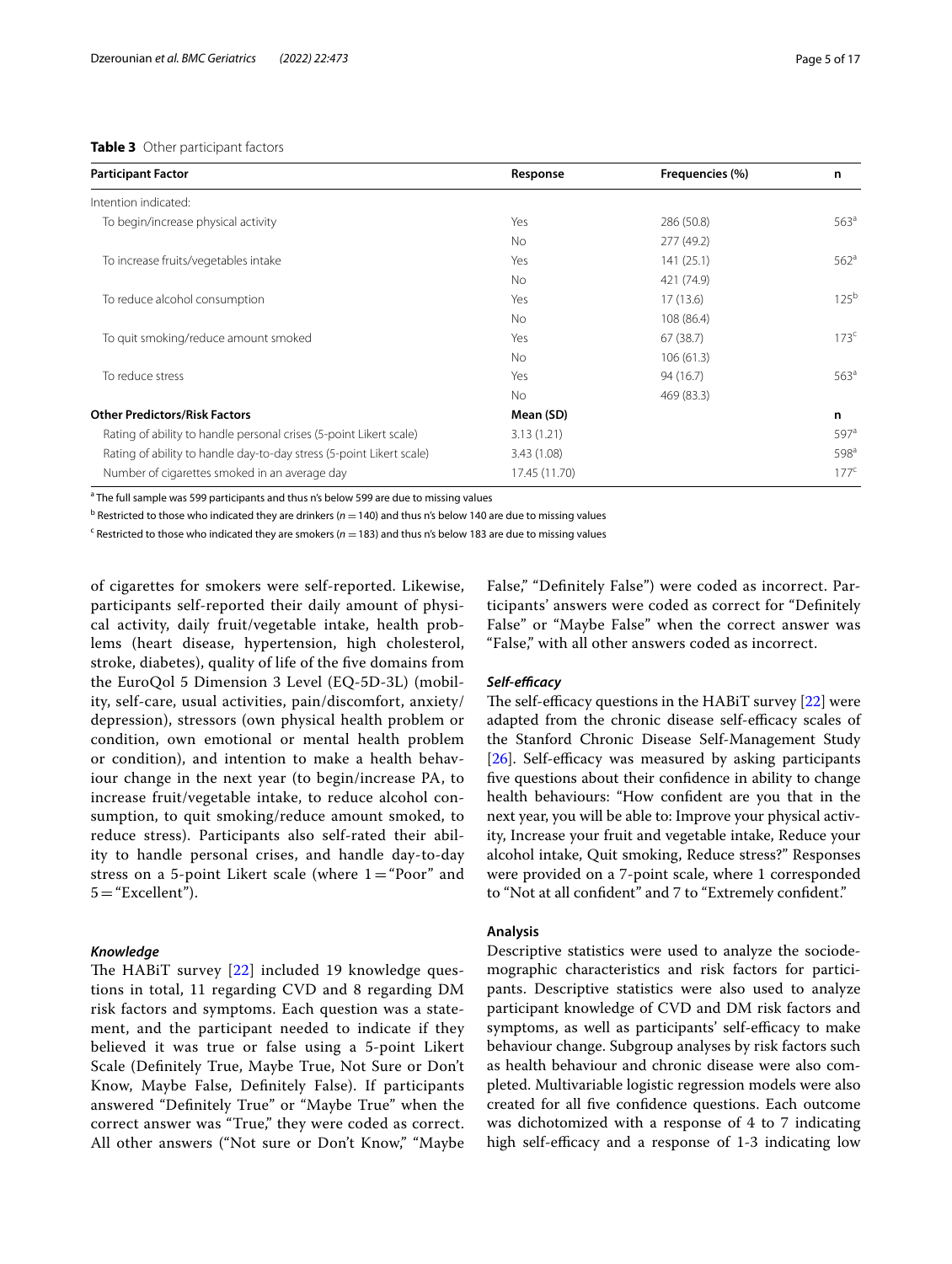**Table 3** Other participant factors

| Participant Factor | Response | Frequencies (%) | n |
|---|---|---|---|
| Intention indicated: | | | |
| To begin/increase physical activity | Yes | 286 (50.8) | 563[a] |
| | No | 277 (49.2) | |
| To increase fruits/vegetables intake | Yes | 141 (25.1) | 562[a] |
| | No | 421 (74.9) | |
| To reduce alcohol consumption | Yes | 17 (13.6) | 125[b] |
| | No | 108 (86.4) | |
| To quit smoking/reduce amount smoked | Yes | 67 (38.7) | 173[c] |
| | No | 106 (61.3) | |
| To reduce stress | Yes | 94 (16.7) | 563[a] |
| | No | 469 (83.3) | |
| **Other Predictors/Risk Factors** | **Mean (SD)** | | **n** |
| Rating of ability to handle personal crises (5-point Likert scale) | 3.13 (1.21) | | 597[a] |
| Rating of ability to handle day-to-day stress (5-point Likert scale) | 3.43 (1.08) | | 598[a] |
| Number of cigarettes smoked in an average day | 17.45 (11.70) | | 177[c] |

[a] The full sample was 599 participants and thus n's below 599 are due to missing values

[b] Restricted to those who indicated they are drinkers ($n = 140$) and thus n's below 140 are due to missing values

[c] Restricted to those who indicated they are smokers ($n = 183$) and thus n's below 183 are due to missing values

of cigarettes for smokers were self-reported. Likewise, participants self-reported their daily amount of physical activity, daily fruit/vegetable intake, health problems (heart disease, hypertension, high cholesterol, stroke, diabetes), quality of life of the five domains from the EuroQol 5 Dimension 3 Level (EQ-5D-3L) (mobility, self-care, usual activities, pain/discomfort, anxiety/depression), stressors (own physical health problem or condition, own emotional or mental health problem or condition), and intention to make a health behaviour change in the next year (to begin/increase PA, to increase fruit/vegetable intake, to reduce alcohol consumption, to quit smoking/reduce amount smoked, to reduce stress). Participants also self-rated their ability to handle personal crises, and handle day-to-day stress on a 5-point Likert scale (where 1 = "Poor" and 5 = "Excellent").

### *Knowledge*

The HABiT survey [22] included 19 knowledge questions in total, 11 regarding CVD and 8 regarding DM risk factors and symptoms. Each question was a statement, and the participant needed to indicate if they believed it was true or false using a 5-point Likert Scale (Definitely True, Maybe True, Not Sure or Don't Know, Maybe False, Definitely False). If participants answered "Definitely True" or "Maybe True" when the correct answer was "True," they were coded as correct. All other answers ("Not sure or Don't Know," "Maybe False," "Definitely False") were coded as incorrect. Participants' answers were coded as correct for "Definitely False" or "Maybe False" when the correct answer was "False," with all other answers coded as incorrect.

### *Self-efficacy*

The self-efficacy questions in the HABiT survey [22] were adapted from the chronic disease self-efficacy scales of the Stanford Chronic Disease Self-Management Study [26]. Self-efficacy was measured by asking participants five questions about their confidence in ability to change health behaviours: "How confident are you that in the next year, you will be able to: Improve your physical activity, Increase your fruit and vegetable intake, Reduce your alcohol intake, Quit smoking, Reduce stress?" Responses were provided on a 7-point scale, where 1 corresponded to "Not at all confident" and 7 to "Extremely confident."

### Analysis

Descriptive statistics were used to analyze the sociodemographic characteristics and risk factors for participants. Descriptive statistics were also used to analyze participant knowledge of CVD and DM risk factors and symptoms, as well as participants' self-efficacy to make behaviour change. Subgroup analyses by risk factors such as health behaviour and chronic disease were also completed. Multivariable logistic regression models were also created for all five confidence questions. Each outcome was dichotomized with a response of 4 to 7 indicating high self-efficacy and a response of 1-3 indicating low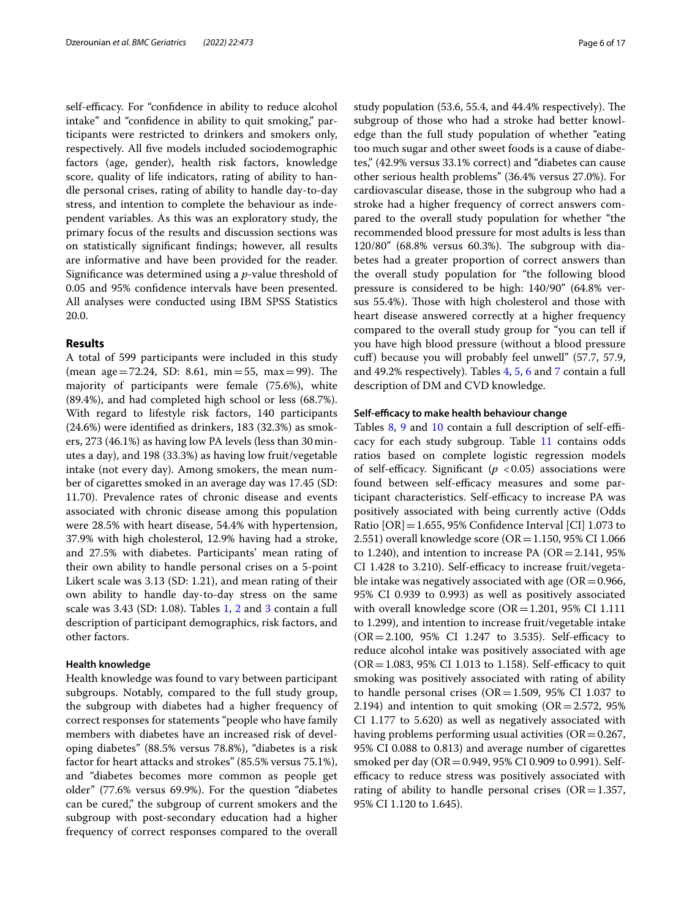self-efficacy. For "confidence in ability to reduce alcohol intake" and "confidence in ability to quit smoking," participants were restricted to drinkers and smokers only, respectively. All five models included sociodemographic factors (age, gender), health risk factors, knowledge score, quality of life indicators, rating of ability to handle personal crises, rating of ability to handle day-to-day stress, and intention to complete the behaviour as independent variables. As this was an exploratory study, the primary focus of the results and discussion sections was on statistically significant findings; however, all results are informative and have been provided for the reader. Significance was determined using a *p*-value threshold of 0.05 and 95% confidence intervals have been presented. All analyses were conducted using IBM SPSS Statistics 20.0.

## Results

A total of 599 participants were included in this study (mean age = 72.24, SD: 8.61, min = 55, max = 99). The majority of participants were female (75.6%), white (89.4%), and had completed high school or less (68.7%). With regard to lifestyle risk factors, 140 participants (24.6%) were identified as drinkers, 183 (32.3%) as smokers, 273 (46.1%) as having low PA levels (less than 30 minutes a day), and 198 (33.3%) as having low fruit/vegetable intake (not every day). Among smokers, the mean number of cigarettes smoked in an average day was 17.45 (SD: 11.70). Prevalence rates of chronic disease and events associated with chronic disease among this population were 28.5% with heart disease, 54.4% with hypertension, 37.9% with high cholesterol, 12.9% having had a stroke, and 27.5% with diabetes. Participants' mean rating of their own ability to handle personal crises on a 5-point Likert scale was 3.13 (SD: 1.21), and mean rating of their own ability to handle day-to-day stress on the same scale was 3.43 (SD: 1.08). Tables 1, 2 and 3 contain a full description of participant demographics, risk factors, and other factors.

### Health knowledge

Health knowledge was found to vary between participant subgroups. Notably, compared to the full study group, the subgroup with diabetes had a higher frequency of correct responses for statements "people who have family members with diabetes have an increased risk of developing diabetes" (88.5% versus 78.8%), "diabetes is a risk factor for heart attacks and strokes" (85.5% versus 75.1%), and "diabetes becomes more common as people get older" (77.6% versus 69.9%). For the question "diabetes can be cured," the subgroup of current smokers and the subgroup with post-secondary education had a higher frequency of correct responses compared to the overall study population (53.6, 55.4, and 44.4% respectively). The subgroup of those who had a stroke had better knowledge than the full study population of whether "eating too much sugar and other sweet foods is a cause of diabetes," (42.9% versus 33.1% correct) and "diabetes can cause other serious health problems" (36.4% versus 27.0%). For cardiovascular disease, those in the subgroup who had a stroke had a higher frequency of correct answers compared to the overall study population for whether "the recommended blood pressure for most adults is less than 120/80" (68.8% versus 60.3%). The subgroup with diabetes had a greater proportion of correct answers than the overall study population for "the following blood pressure is considered to be high: 140/90" (64.8% versus 55.4%). Those with high cholesterol and those with heart disease answered correctly at a higher frequency compared to the overall study group for "you can tell if you have high blood pressure (without a blood pressure cuff) because you will probably feel unwell" (57.7, 57.9, and 49.2% respectively). Tables 4, 5, 6 and 7 contain a full description of DM and CVD knowledge.

### Self-efficacy to make health behaviour change

Tables 8, 9 and 10 contain a full description of self-efficacy for each study subgroup. Table 11 contains odds ratios based on complete logistic regression models of self-efficacy. Significant ($p < 0.05$) associations were found between self-efficacy measures and some participant characteristics. Self-efficacy to increase PA was positively associated with being currently active (Odds Ratio [OR] = 1.655, 95% Confidence Interval [CI] 1.073 to 2.551) overall knowledge score (OR = 1.150, 95% CI 1.066 to 1.240), and intention to increase PA (OR = 2.141, 95% CI 1.428 to 3.210). Self-efficacy to increase fruit/vegetable intake was negatively associated with age (OR = 0.966, 95% CI 0.939 to 0.993) as well as positively associated with overall knowledge score (OR = 1.201, 95% CI 1.111 to 1.299), and intention to increase fruit/vegetable intake (OR = 2.100, 95% CI 1.247 to 3.535). Self-efficacy to reduce alcohol intake was positively associated with age (OR = 1.083, 95% CI 1.013 to 1.158). Self-efficacy to quit smoking was positively associated with rating of ability to handle personal crises (OR = 1.509, 95% CI 1.037 to 2.194) and intention to quit smoking (OR = 2.572, 95% CI 1.177 to 5.620) as well as negatively associated with having problems performing usual activities (OR = 0.267, 95% CI 0.088 to 0.813) and average number of cigarettes smoked per day (OR = 0.949, 95% CI 0.909 to 0.991). Self-efficacy to reduce stress was positively associated with rating of ability to handle personal crises (OR = 1.357, 95% CI 1.120 to 1.645).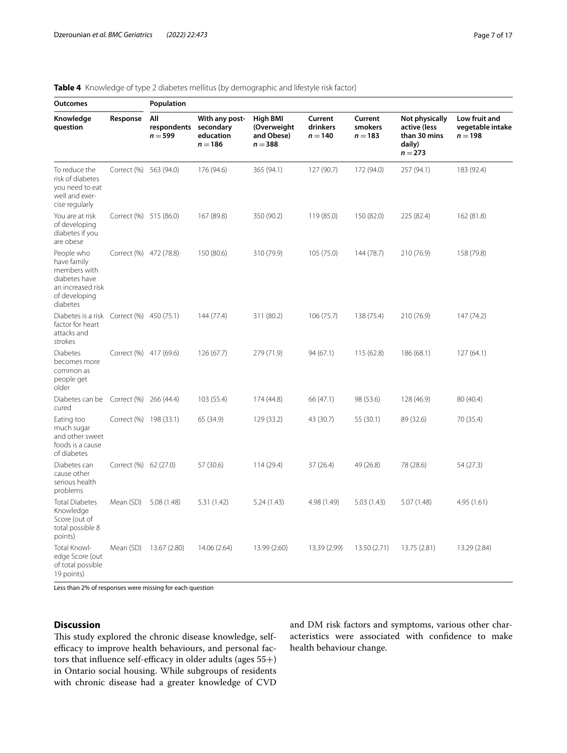**Table 4** Knowledge of type 2 diabetes mellitus (by demographic and lifestyle risk factor)

| Outcomes | | Population | | | | | | |
|---|---|---|---|---|---|---|---|---|
| **Knowledge question** | **Response** | **All respondents $n=599$** | **With any post-secondary education $n=186$** | **High BMI (Overweight and Obese) $n=388$** | **Current drinkers $n=140$** | **Current smokers $n=183$** | **Not physically active (less than 30 mins daily) $n=273$** | **Low fruit and vegetable intake $n=198$** |
| To reduce the risk of diabetes you need to eat well and exercise regularly | Correct (%) | 563 (94.0) | 176 (94.6) | 365 (94.1) | 127 (90.7) | 172 (94.0) | 257 (94.1) | 183 (92.4) |
| You are at risk of developing diabetes if you are obese | Correct (%) | 515 (86.0) | 167 (89.8) | 350 (90.2) | 119 (85.0) | 150 (82.0) | 225 (82.4) | 162 (81.8) |
| People who have family members with diabetes have an increased risk of developing diabetes | Correct (%) | 472 (78.8) | 150 (80.6) | 310 (79.9) | 105 (75.0) | 144 (78.7) | 210 (76.9) | 158 (79.8) |
| Diabetes is a risk factor for heart attacks and strokes | Correct (%) | 450 (75.1) | 144 (77.4) | 311 (80.2) | 106 (75.7) | 138 (75.4) | 210 (76.9) | 147 (74.2) |
| Diabetes becomes more common as people get older | Correct (%) | 417 (69.6) | 126 (67.7) | 279 (71.9) | 94 (67.1) | 115 (62.8) | 186 (68.1) | 127 (64.1) |
| Diabetes can be cured | Correct (%) | 266 (44.4) | 103 (55.4) | 174 (44.8) | 66 (47.1) | 98 (53.6) | 128 (46.9) | 80 (40.4) |
| Eating too much sugar and other sweet foods is a cause of diabetes | Correct (%) | 198 (33.1) | 65 (34.9) | 129 (33.2) | 43 (30.7) | 55 (30.1) | 89 (32.6) | 70 (35.4) |
| Diabetes can cause other serious health problems | Correct (%) | 62 (27.0) | 57 (30.6) | 114 (29.4) | 37 (26.4) | 49 (26.8) | 78 (28.6) | 54 (27.3) |
| Total Diabetes Knowledge Score (out of total possible 8 points) | Mean (SD) | 5.08 (1.48) | 5.31 (1.42) | 5.24 (1.43) | 4.98 (1.49) | 5.03 (1.43) | 5.07 (1.48) | 4.95 (1.61) |
| Total Knowledge Score (out of total possible 19 points) | Mean (SD) | 13.67 (2.80) | 14.06 (2.64) | 13.99 (2.60) | 13.39 (2.99) | 13.50 (2.71) | 13.75 (2.81) | 13.29 (2.84) |

Less than 2% of responses were missing for each question

## Discussion

This study explored the chronic disease knowledge, self-efficacy to improve health behaviours, and personal factors that influence self-efficacy in older adults (ages 55+) in Ontario social housing. While subgroups of residents with chronic disease had a greater knowledge of CVD and DM risk factors and symptoms, various other characteristics were associated with confidence to make health behaviour change.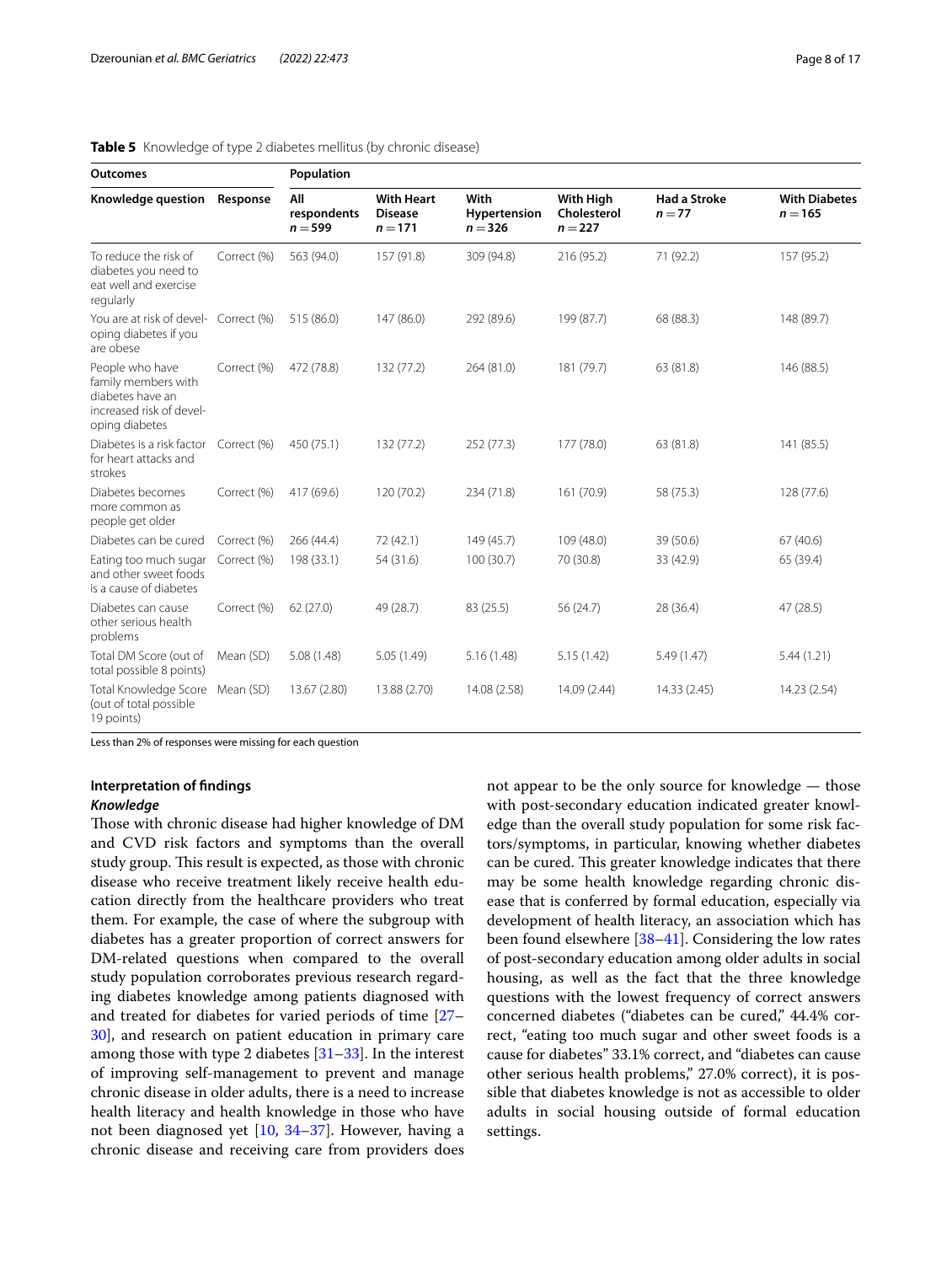**Table 5** Knowledge of type 2 diabetes mellitus (by chronic disease)

| Outcomes | | Population | | | | | |
|---|---|---|---|---|---|---|---|
| Knowledge question | Response | All respondents $n=599$ | With Heart Disease $n=171$ | With Hypertension $n=326$ | With High Cholesterol $n=227$ | Had a Stroke $n=77$ | With Diabetes $n=165$ |
| To reduce the risk of diabetes you need to eat well and exercise regularly | Correct (%) | 563 (94.0) | 157 (91.8) | 309 (94.8) | 216 (95.2) | 71 (92.2) | 157 (95.2) |
| You are at risk of developing diabetes if you are obese | Correct (%) | 515 (86.0) | 147 (86.0) | 292 (89.6) | 199 (87.7) | 68 (88.3) | 148 (89.7) |
| People who have family members with diabetes have an increased risk of developing diabetes | Correct (%) | 472 (78.8) | 132 (77.2) | 264 (81.0) | 181 (79.7) | 63 (81.8) | 146 (88.5) |
| Diabetes is a risk factor for heart attacks and strokes | Correct (%) | 450 (75.1) | 132 (77.2) | 252 (77.3) | 177 (78.0) | 63 (81.8) | 141 (85.5) |
| Diabetes becomes more common as people get older | Correct (%) | 417 (69.6) | 120 (70.2) | 234 (71.8) | 161 (70.9) | 58 (75.3) | 128 (77.6) |
| Diabetes can be cured | Correct (%) | 266 (44.4) | 72 (42.1) | 149 (45.7) | 109 (48.0) | 39 (50.6) | 67 (40.6) |
| Eating too much sugar and other sweet foods is a cause of diabetes | Correct (%) | 198 (33.1) | 54 (31.6) | 100 (30.7) | 70 (30.8) | 33 (42.9) | 65 (39.4) |
| Diabetes can cause other serious health problems | Correct (%) | 62 (27.0) | 49 (28.7) | 83 (25.5) | 56 (24.7) | 28 (36.4) | 47 (28.5) |
| Total DM Score (out of total possible 8 points) | Mean (SD) | 5.08 (1.48) | 5.05 (1.49) | 5.16 (1.48) | 5.15 (1.42) | 5.49 (1.47) | 5.44 (1.21) |
| Total Knowledge Score (out of total possible 19 points) | Mean (SD) | 13.67 (2.80) | 13.88 (2.70) | 14.08 (2.58) | 14.09 (2.44) | 14.33 (2.45) | 14.23 (2.54) |

Less than 2% of responses were missing for each question

### Interpretation of findings

#### *Knowledge*

Those with chronic disease had higher knowledge of DM and CVD risk factors and symptoms than the overall study group. This result is expected, as those with chronic disease who receive treatment likely receive health education directly from the healthcare providers who treat them. For example, the case of where the subgroup with diabetes has a greater proportion of correct answers for DM-related questions when compared to the overall study population corroborates previous research regarding diabetes knowledge among patients diagnosed with and treated for diabetes for varied periods of time [27–30], and research on patient education in primary care among those with type 2 diabetes [31–33]. In the interest of improving self-management to prevent and manage chronic disease in older adults, there is a need to increase health literacy and health knowledge in those who have not been diagnosed yet [10, 34–37]. However, having a chronic disease and receiving care from providers does not appear to be the only source for knowledge — those with post-secondary education indicated greater knowledge than the overall study population for some risk factors/symptoms, in particular, knowing whether diabetes can be cured. This greater knowledge indicates that there may be some health knowledge regarding chronic disease that is conferred by formal education, especially via development of health literacy, an association which has been found elsewhere [38–41]. Considering the low rates of post-secondary education among older adults in social housing, as well as the fact that the three knowledge questions with the lowest frequency of correct answers concerned diabetes ("diabetes can be cured," 44.4% correct, "eating too much sugar and other sweet foods is a cause for diabetes" 33.1% correct, and "diabetes can cause other serious health problems," 27.0% correct), it is possible that diabetes knowledge is not as accessible to older adults in social housing outside of formal education settings.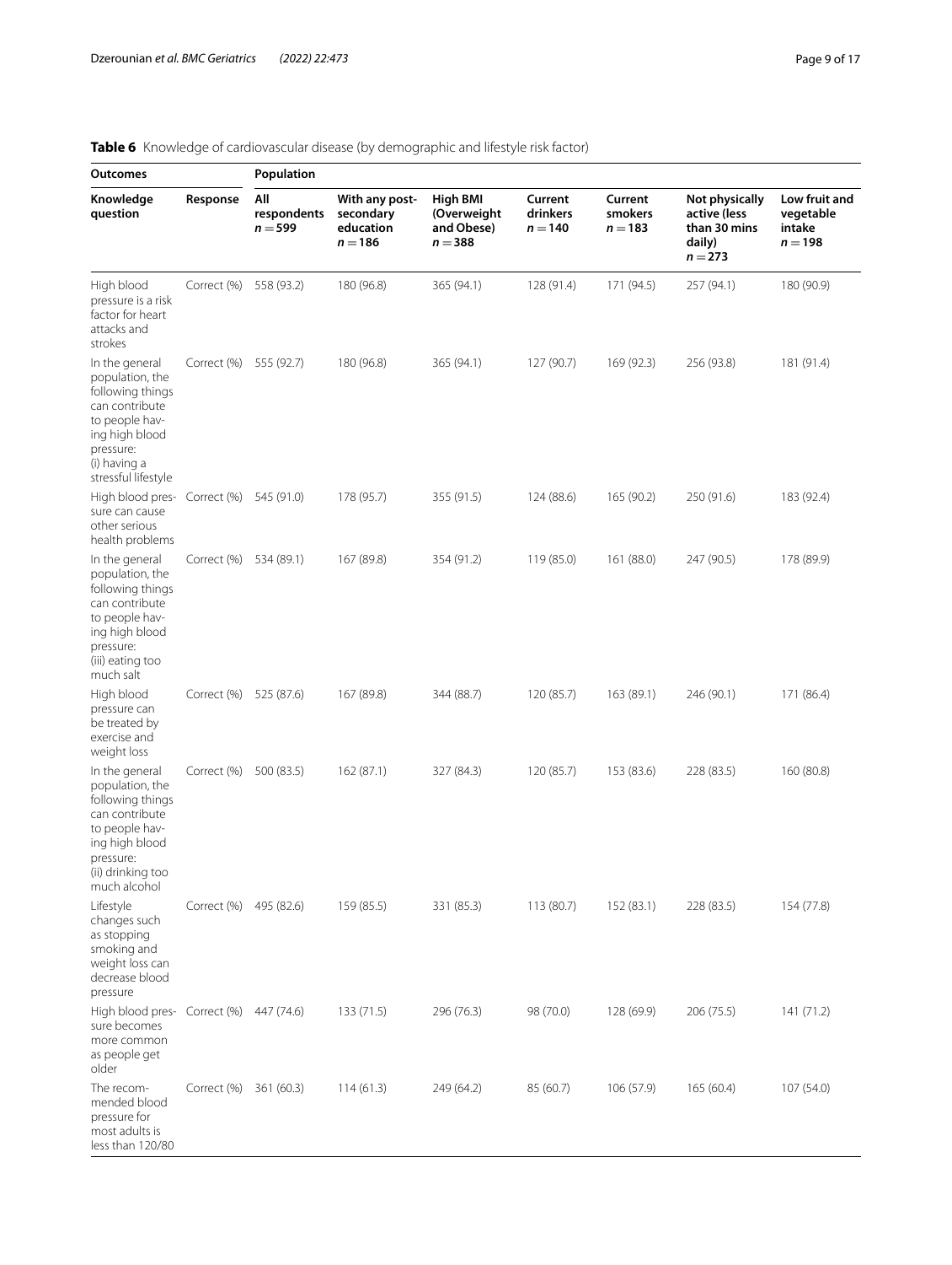**Table 6** Knowledge of cardiovascular disease (by demographic and lifestyle risk factor)

| Outcomes | | Population | | | | | | |
|---|---|---|---|---|---|---|---|---|
| **Knowledge question** | **Response** | **All respondents $n = 599$** | **With any post-secondary education $n = 186$** | **High BMI (Overweight and Obese) $n = 388$** | **Current drinkers $n = 140$** | **Current smokers $n = 183$** | **Not physically active (less than 30 mins daily) $n = 273$** | **Low fruit and vegetable intake $n = 198$** |
| High blood pressure is a risk factor for heart attacks and strokes | Correct (%) | 558 (93.2) | 180 (96.8) | 365 (94.1) | 128 (91.4) | 171 (94.5) | 257 (94.1) | 180 (90.9) |
| In the general population, the following things can contribute to people having high blood pressure: (i) having a stressful lifestyle | Correct (%) | 555 (92.7) | 180 (96.8) | 365 (94.1) | 127 (90.7) | 169 (92.3) | 256 (93.8) | 181 (91.4) |
| High blood pressure can cause other serious health problems | Correct (%) | 545 (91.0) | 178 (95.7) | 355 (91.5) | 124 (88.6) | 165 (90.2) | 250 (91.6) | 183 (92.4) |
| In the general population, the following things can contribute to people having high blood pressure: (iii) eating too much salt | Correct (%) | 534 (89.1) | 167 (89.8) | 354 (91.2) | 119 (85.0) | 161 (88.0) | 247 (90.5) | 178 (89.9) |
| High blood pressure can be treated by exercise and weight loss | Correct (%) | 525 (87.6) | 167 (89.8) | 344 (88.7) | 120 (85.7) | 163 (89.1) | 246 (90.1) | 171 (86.4) |
| In the general population, the following things can contribute to people having high blood pressure: (ii) drinking too much alcohol | Correct (%) | 500 (83.5) | 162 (87.1) | 327 (84.3) | 120 (85.7) | 153 (83.6) | 228 (83.5) | 160 (80.8) |
| Lifestyle changes such as stopping smoking and weight loss can decrease blood pressure | Correct (%) | 495 (82.6) | 159 (85.5) | 331 (85.3) | 113 (80.7) | 152 (83.1) | 228 (83.5) | 154 (77.8) |
| High blood pressure becomes more common as people get older | Correct (%) | 447 (74.6) | 133 (71.5) | 296 (76.3) | 98 (70.0) | 128 (69.9) | 206 (75.5) | 141 (71.2) |
| The recommended blood pressure for most adults is less than 120/80 | Correct (%) | 361 (60.3) | 114 (61.3) | 249 (64.2) | 85 (60.7) | 106 (57.9) | 165 (60.4) | 107 (54.0) |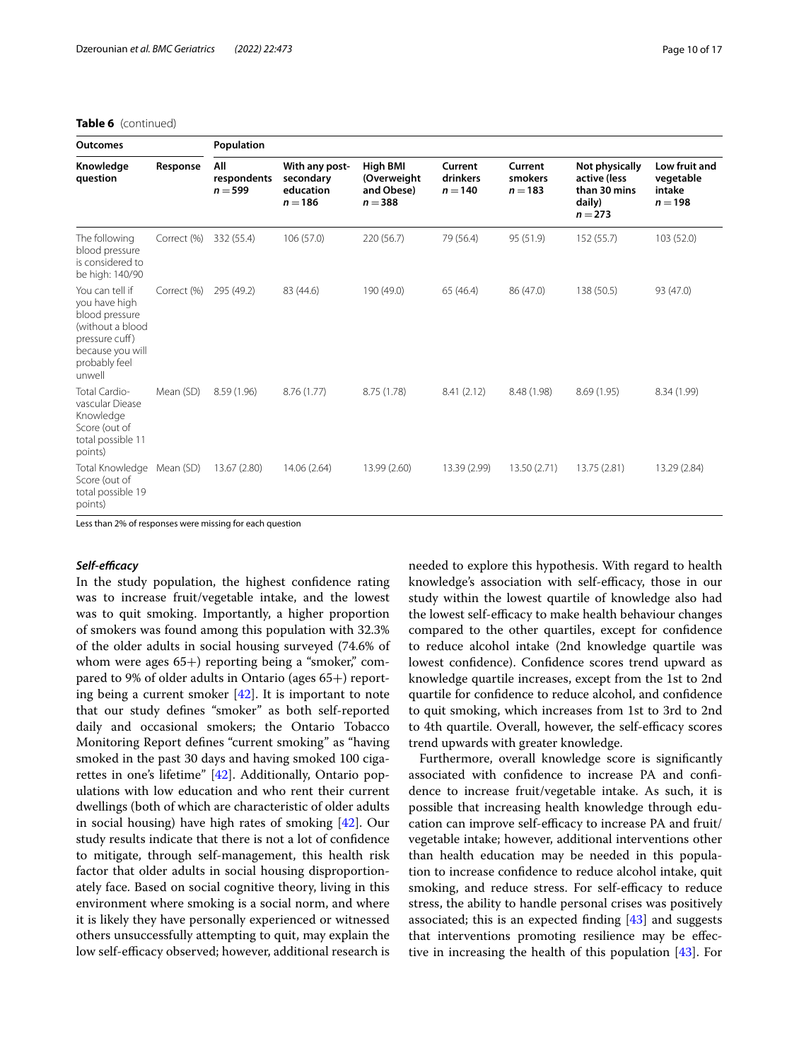**Table 6** (continued)

| Outcomes | | Population | | | | | | |
|---|---|---|---|---|---|---|---|---|
| Knowledge question | Response | All respondents $n = 599$ | With any post-secondary education $n = 186$ | High BMI (Overweight and Obese) $n = 388$ | Current drinkers $n = 140$ | Current smokers $n = 183$ | Not physically active (less than 30 mins daily) $n = 273$ | Low fruit and vegetable intake $n = 198$ |
| The following blood pressure is considered to be high: 140/90 | Correct (%) | 332 (55.4) | 106 (57.0) | 220 (56.7) | 79 (56.4) | 95 (51.9) | 152 (55.7) | 103 (52.0) |
| You can tell if you have high blood pressure (without a blood pressure cuff) because you will probably feel unwell | Correct (%) | 295 (49.2) | 83 (44.6) | 190 (49.0) | 65 (46.4) | 86 (47.0) | 138 (50.5) | 93 (47.0) |
| Total Cardio-vascular Diease Knowledge Score (out of total possible 11 points) | Mean (SD) | 8.59 (1.96) | 8.76 (1.77) | 8.75 (1.78) | 8.41 (2.12) | 8.48 (1.98) | 8.69 (1.95) | 8.34 (1.99) |
| Total Knowledge Score (out of total possible 19 points) | Mean (SD) | 13.67 (2.80) | 14.06 (2.64) | 13.99 (2.60) | 13.39 (2.99) | 13.50 (2.71) | 13.75 (2.81) | 13.29 (2.84) |

Less than 2% of responses were missing for each question

### *Self-efficacy*

In the study population, the highest confidence rating was to increase fruit/vegetable intake, and the lowest was to quit smoking. Importantly, a higher proportion of smokers was found among this population with 32.3% of the older adults in social housing surveyed (74.6% of whom were ages 65+) reporting being a "smoker," compared to 9% of older adults in Ontario (ages 65+) reporting being a current smoker [42]. It is important to note that our study defines "smoker" as both self-reported daily and occasional smokers; the Ontario Tobacco Monitoring Report defines "current smoking" as "having smoked in the past 30 days and having smoked 100 cigarettes in one's lifetime" [42]. Additionally, Ontario populations with low education and who rent their current dwellings (both of which are characteristic of older adults in social housing) have high rates of smoking [42]. Our study results indicate that there is not a lot of confidence to mitigate, through self-management, this health risk factor that older adults in social housing disproportionately face. Based on social cognitive theory, living in this environment where smoking is a social norm, and where it is likely they have personally experienced or witnessed others unsuccessfully attempting to quit, may explain the low self-efficacy observed; however, additional research is needed to explore this hypothesis. With regard to health knowledge's association with self-efficacy, those in our study within the lowest quartile of knowledge also had the lowest self-efficacy to make health behaviour changes compared to the other quartiles, except for confidence to reduce alcohol intake (2nd knowledge quartile was lowest confidence). Confidence scores trend upward as knowledge quartile increases, except from the 1st to 2nd quartile for confidence to reduce alcohol, and confidence to quit smoking, which increases from 1st to 3rd to 2nd to 4th quartile. Overall, however, the self-efficacy scores trend upwards with greater knowledge.

Furthermore, overall knowledge score is significantly associated with confidence to increase PA and confidence to increase fruit/vegetable intake. As such, it is possible that increasing health knowledge through education can improve self-efficacy to increase PA and fruit/vegetable intake; however, additional interventions other than health education may be needed in this population to increase confidence to reduce alcohol intake, quit smoking, and reduce stress. For self-efficacy to reduce stress, the ability to handle personal crises was positively associated; this is an expected finding [43] and suggests that interventions promoting resilience may be effective in increasing the health of this population [43]. For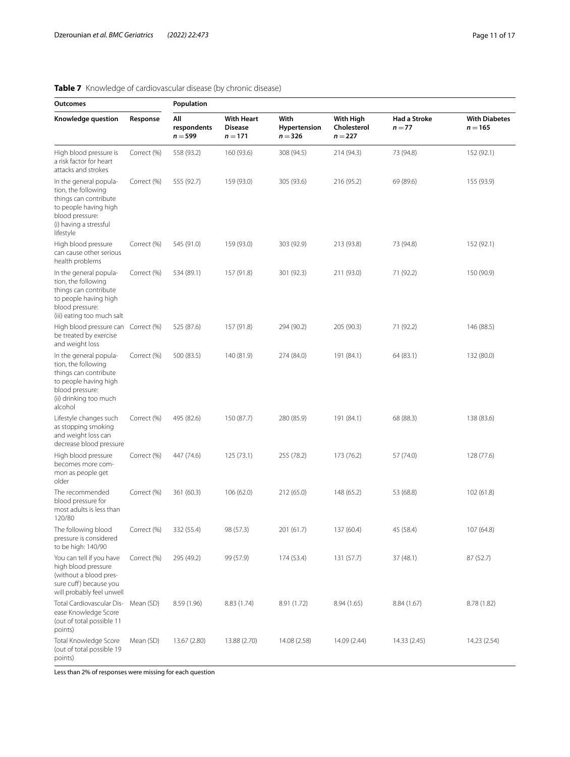**Table 7** Knowledge of cardiovascular disease (by chronic disease)

| Outcomes | | Population | | | | | |
|---|---|---|---|---|---|---|---|
| **Knowledge question** | **Response** | **All respondents $n = 599$** | **With Heart Disease $n = 171$** | **With Hypertension $n = 326$** | **With High Cholesterol $n = 227$** | **Had a Stroke $n = 77$** | **With Diabetes $n = 165$** |
| High blood pressure is a risk factor for heart attacks and strokes | Correct (%) | 558 (93.2) | 160 (93.6) | 308 (94.5) | 214 (94.3) | 73 (94.8) | 152 (92.1) |
| In the general population, the following things can contribute to people having high blood pressure: (i) having a stressful lifestyle | Correct (%) | 555 (92.7) | 159 (93.0) | 305 (93.6) | 216 (95.2) | 69 (89.6) | 155 (93.9) |
| High blood pressure can cause other serious health problems | Correct (%) | 545 (91.0) | 159 (93.0) | 303 (92.9) | 213 (93.8) | 73 (94.8) | 152 (92.1) |
| In the general population, the following things can contribute to people having high blood pressure: (iii) eating too much salt | Correct (%) | 534 (89.1) | 157 (91.8) | 301 (92.3) | 211 (93.0) | 71 (92.2) | 150 (90.9) |
| High blood pressure can be treated by exercise and weight loss | Correct (%) | 525 (87.6) | 157 (91.8) | 294 (90.2) | 205 (90.3) | 71 (92.2) | 146 (88.5) |
| In the general population, the following things can contribute to people having high blood pressure: (ii) drinking too much alcohol | Correct (%) | 500 (83.5) | 140 (81.9) | 274 (84.0) | 191 (84.1) | 64 (83.1) | 132 (80.0) |
| Lifestyle changes such as stopping smoking and weight loss can decrease blood pressure | Correct (%) | 495 (82.6) | 150 (87.7) | 280 (85.9) | 191 (84.1) | 68 (88.3) | 138 (83.6) |
| High blood pressure becomes more common as people get older | Correct (%) | 447 (74.6) | 125 (73.1) | 255 (78.2) | 173 (76.2) | 57 (74.0) | 128 (77.6) |
| The recommended blood pressure for most adults is less than 120/80 | Correct (%) | 361 (60.3) | 106 (62.0) | 212 (65.0) | 148 (65.2) | 53 (68.8) | 102 (61.8) |
| The following blood pressure is considered to be high: 140/90 | Correct (%) | 332 (55.4) | 98 (57.3) | 201 (61.7) | 137 (60.4) | 45 (58.4) | 107 (64.8) |
| You can tell if you have high blood pressure (without a blood pressure cuff) because you will probably feel unwell | Correct (%) | 295 (49.2) | 99 (57.9) | 174 (53.4) | 131 (57.7) | 37 (48.1) | 87 (52.7) |
| Total Cardiovascular Disease Knowledge Score (out of total possible 11 points) | Mean (SD) | 8.59 (1.96) | 8.83 (1.74) | 8.91 (1.72) | 8.94 (1.65) | 8.84 (1.67) | 8.78 (1.82) |
| Total Knowledge Score (out of total possible 19 points) | Mean (SD) | 13.67 (2.80) | 13.88 (2.70) | 14.08 (2.58) | 14.09 (2.44) | 14.33 (2.45) | 14.23 (2.54) |

Less than 2% of responses were missing for each question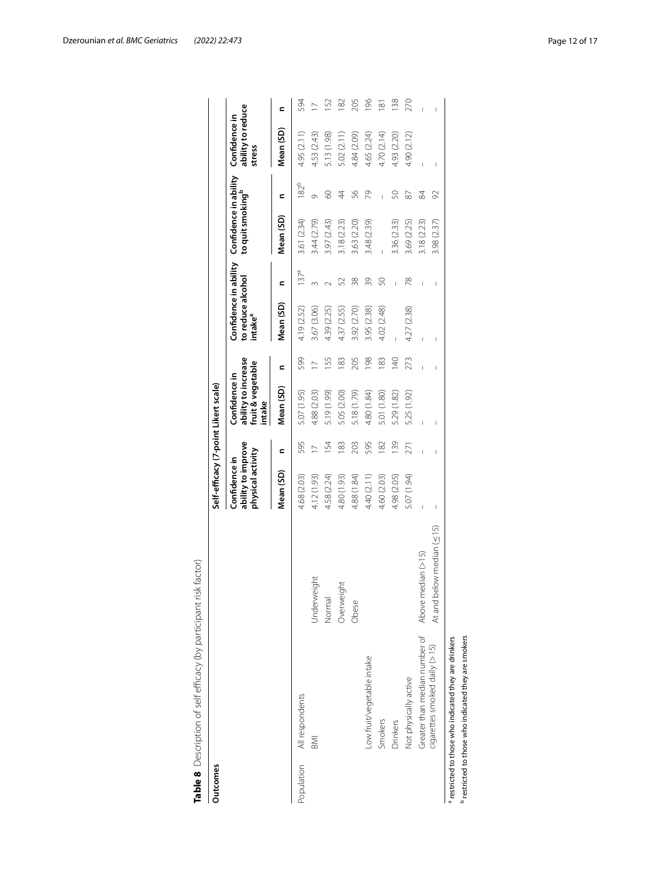**Table 8** Description of self efficacy (by participant risk factor)

| Outcomes | | Self-efficacy (7-point Likert scale) | | | | | | | | | |
|---|---|---|---|---|---|---|---|---|---|---|---|
| | | Confidence in ability to improve physical activity | | Confidence in ability to increase fruit & vegetable intake | | Confidence in ability to reduce alcohol intake[a] | | Confidence in ability to quit smoking[b] | | Confidence in ability to reduce stress | |
| | | Mean (SD) | n | Mean (SD) | n | Mean (SD) | n | Mean (SD) | n | Mean (SD) | n |
| Population | All respondents | 4.68 (2.03) | 595 | 5.07 (1.95) | 599 | 4.19 (2.52) | 137[a] | 3.61 (2.34) | 182[b] | 4.95 (2.11) | 594 |
| BMI | Underweight | 4.12 (1.93) | 17 | 4.88 (2.03) | 17 | 3.67 (3.06) | 3 | 3.44 (2.79) | 9 | 4.53 (2.43) | 17 |
| | Normal | 4.58 (2.24) | 154 | 5.19 (1.99) | 155 | 4.39 (2.25) | 2 | 3.97 (2.43) | 60 | 5.13 (1.98) | 152 |
| | Overweight | 4.80 (1.93) | 183 | 5.05 (2.00) | 183 | 4.37 (2.55) | 52 | 3.18 (2.23) | 44 | 5.02 (2.11) | 182 |
| | Obese | 4.88 (1.84) | 203 | 5.18 (1.79) | 205 | 3.92 (2.70) | 38 | 3.63 (2.20) | 56 | 4.84 (2.09) | 205 |
| Low fruit/vegetable intake | | 4.40 (2.11) | 595 | 4.80 (1.84) | 198 | 3.95 (2.38) | 39 | 3.48 (2.39) | 79 | 4.65 (2.24) | 196 |
| Smokers | | 4.60 (2.03) | 182 | 5.01 (1.80) | 183 | 4.02 (2.48) | 50 | – | – | 4.70 (2.14) | 181 |
| Drinkers | | 4.98 (2.05) | 139 | 5.29 (1.82) | 140 | – | – | 3.36 (2.33) | 50 | 4.93 (2.20) | 138 |
| Not physically active | | 5.07 (1.94) | 271 | 5.25 (1.92) | 273 | 4.27 (2.38) | 78 | 3.69 (2.25) | 87 | 4.90 (2.12) | 270 |
| Greater than median number of cigarettes smoked daily (>15) | Above median (>15) | – | – | – | – | – | – | 3.18 (2.23) | 84 | – | – |
| | At and below median (≤15) | – | – | – | – | – | – | 3.98 (2.37) | 92 | – | – |

[a] restricted to those who indicated they are drinkers

[b] restricted to those who indicated they are smokers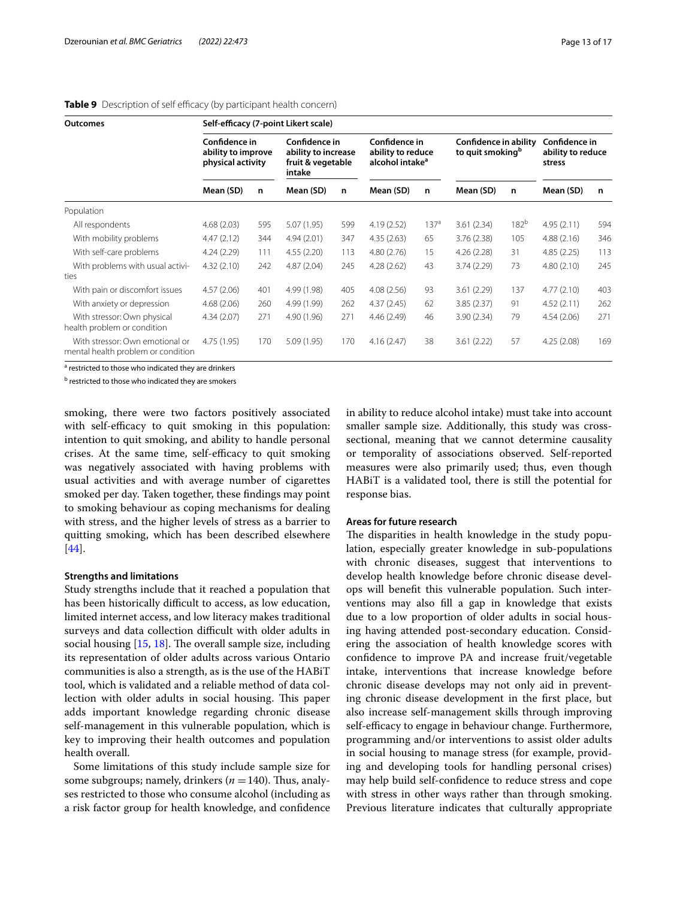**Table 9** Description of self efficacy (by participant health concern)

| Outcomes | Self-efficacy (7-point Likert scale) | | | | | | | | | |
|---|---|---|---|---|---|---|---|---|---|---|
| | Confidence in ability to improve physical activity | | Confidence in ability to increase fruit & vegetable intake | | Confidence in ability to reduce alcohol intake[a] | | Confidence in ability to quit smoking[b] | | Confidence in ability to reduce stress | |
| | Mean (SD) | n | Mean (SD) | n | Mean (SD) | n | Mean (SD) | n | Mean (SD) | n |
| Population | | | | | | | | | | |
| All respondents | 4.68 (2.03) | 595 | 5.07 (1.95) | 599 | 4.19 (2.52) | 137[a] | 3.61 (2.34) | 182[b] | 4.95 (2.11) | 594 |
| With mobility problems | 4.47 (2.12) | 344 | 4.94 (2.01) | 347 | 4.35 (2.63) | 65 | 3.76 (2.38) | 105 | 4.88 (2.16) | 346 |
| With self-care problems | 4.24 (2.29) | 111 | 4.55 (2.20) | 113 | 4.80 (2.76) | 15 | 4.26 (2.28) | 31 | 4.85 (2.25) | 113 |
| With problems with usual activities | 4.32 (2.10) | 242 | 4.87 (2.04) | 245 | 4.28 (2.62) | 43 | 3.74 (2.29) | 73 | 4.80 (2.10) | 245 |
| With pain or discomfort issues | 4.57 (2.06) | 401 | 4.99 (1.98) | 405 | 4.08 (2.56) | 93 | 3.61 (2.29) | 137 | 4.77 (2.10) | 403 |
| With anxiety or depression | 4.68 (2.06) | 260 | 4.99 (1.99) | 262 | 4.37 (2.45) | 62 | 3.85 (2.37) | 91 | 4.52 (2.11) | 262 |
| With stressor: Own physical health problem or condition | 4.34 (2.07) | 271 | 4.90 (1.96) | 271 | 4.46 (2.49) | 46 | 3.90 (2.34) | 79 | 4.54 (2.06) | 271 |
| With stressor: Own emotional or mental health problem or condition | 4.75 (1.95) | 170 | 5.09 (1.95) | 170 | 4.16 (2.47) | 38 | 3.61 (2.22) | 57 | 4.25 (2.08) | 169 |

[a] restricted to those who indicated they are drinkers

[b] restricted to those who indicated they are smokers

smoking, there were two factors positively associated with self-efficacy to quit smoking in this population: intention to quit smoking, and ability to handle personal crises. At the same time, self-efficacy to quit smoking was negatively associated with having problems with usual activities and with average number of cigarettes smoked per day. Taken together, these findings may point to smoking behaviour as coping mechanisms for dealing with stress, and the higher levels of stress as a barrier to quitting smoking, which has been described elsewhere [44].

### Strengths and limitations

Study strengths include that it reached a population that has been historically difficult to access, as low education, limited internet access, and low literacy makes traditional surveys and data collection difficult with older adults in social housing [15, 18]. The overall sample size, including its representation of older adults across various Ontario communities is also a strength, as is the use of the HABiT tool, which is validated and a reliable method of data collection with older adults in social housing. This paper adds important knowledge regarding chronic disease self-management in this vulnerable population, which is key to improving their health outcomes and population health overall.

Some limitations of this study include sample size for some subgroups; namely, drinkers ($n = 140$). Thus, analyses restricted to those who consume alcohol (including as a risk factor group for health knowledge, and confidence in ability to reduce alcohol intake) must take into account smaller sample size. Additionally, this study was cross-sectional, meaning that we cannot determine causality or temporality of associations observed. Self-reported measures were also primarily used; thus, even though HABiT is a validated tool, there is still the potential for response bias.

### Areas for future research

The disparities in health knowledge in the study population, especially greater knowledge in sub-populations with chronic diseases, suggest that interventions to develop health knowledge before chronic disease develops will benefit this vulnerable population. Such interventions may also fill a gap in knowledge that exists due to a low proportion of older adults in social housing having attended post-secondary education. Considering the association of health knowledge scores with confidence to improve PA and increase fruit/vegetable intake, interventions that increase knowledge before chronic disease develops may not only aid in preventing chronic disease development in the first place, but also increase self-management skills through improving self-efficacy to engage in behaviour change. Furthermore, programming and/or interventions to assist older adults in social housing to manage stress (for example, providing and developing tools for handling personal crises) may help build self-confidence to reduce stress and cope with stress in other ways rather than through smoking. Previous literature indicates that culturally appropriate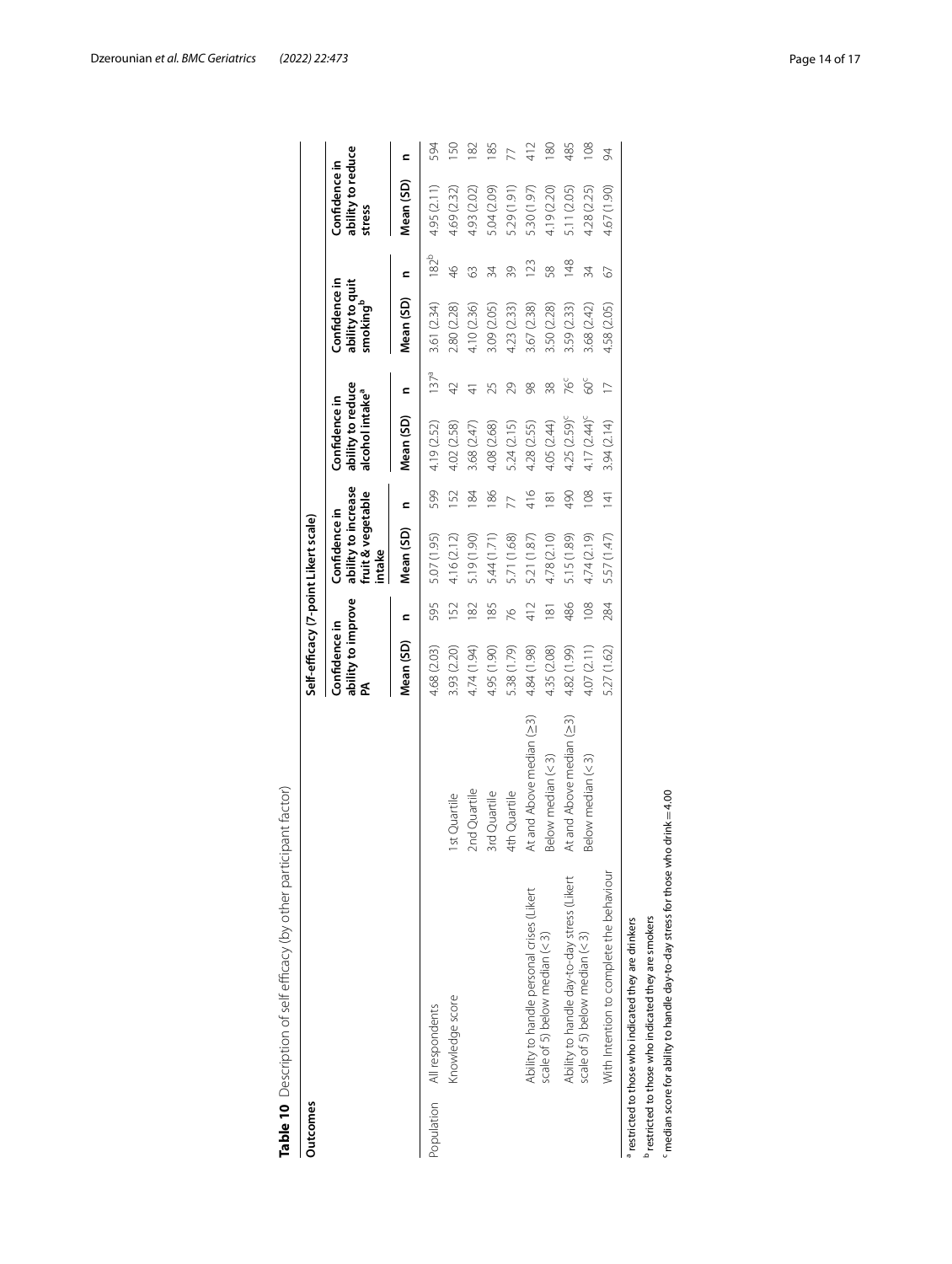**Table 10** Description of self efficacy (by other participant factor)

| Outcomes | | Self-efficacy (7-point Likert scale) | | | | | | | | | |
|---|---|---|---|---|---|---|---|---|---|---|---|
| | | Confidence in ability to improve PA | | Confidence in ability to increase fruit & vegetable intake | | Confidence in ability to reduce alcohol intake[a] | | Confidence in ability to quit smoking[b] | | Confidence in ability to reduce stress | |
| | | Mean (SD) | n | Mean (SD) | n | Mean (SD) | n | Mean (SD) | n | Mean (SD) | n |
| Population | All respondents | 4.68 (2.03) | 595 | 5.07 (1.95) | 599 | 4.19 (2.52) | 137[a] | 3.61 (2.34) | 182[b] | 4.95 (2.11) | 594 |
| Knowledge score | 1st Quartile | 3.93 (2.20) | 152 | 4.16 (2.12) | 152 | 4.02 (2.58) | 42 | 2.80 (2.28) | 46 | 4.69 (2.32) | 150 |
| | 2nd Quartile | 4.74 (1.94) | 182 | 5.19 (1.90) | 184 | 3.68 (2.47) | 41 | 4.10 (2.36) | 63 | 4.93 (2.02) | 182 |
| | 3rd Quartile | 4.95 (1.90) | 185 | 5.44 (1.71) | 186 | 4.08 (2.68) | 25 | 3.09 (2.05) | 34 | 5.04 (2.09) | 185 |
| | 4th Quartile | 5.38 (1.79) | 76 | 5.71 (1.68) | 77 | 5.24 (2.15) | 29 | 4.23 (2.33) | 39 | 5.29 (1.91) | 77 |
| Ability to handle personal crises (Likert scale of 5) below median (< 3) | At and Above median (≥3) | 4.84 (1.98) | 412 | 5.21 (1.87) | 416 | 4.28 (2.55) | 98 | 3.67 (2.38) | 123 | 5.30 (1.97) | 412 |
| | Below median (< 3) | 4.35 (2.08) | 181 | 4.78 (2.10) | 181 | 4.05 (2.44) | 38 | 3.50 (2.28) | 58 | 4.19 (2.20) | 180 |
| Ability to handle day-to-day stress (Likert scale of 5) below median (< 3) | At and Above median (≥3) | 4.82 (1.99) | 486 | 5.15 (1.89) | 490 | 4.25 (2.59)[c] | 76[c] | 3.59 (2.33) | 148 | 5.11 (2.05) | 485 |
| | Below median (< 3) | 4.07 (2.11) | 108 | 4.74 (2.19) | 108 | 4.17 (2.44)[c] | 60[c] | 3.68 (2.42) | 34 | 4.28 (2.25) | 108 |
| With Intention to complete the behaviour | | 5.27 (1.62) | 284 | 5.57 (1.47) | 141 | 3.94 (2.14) | 17 | 4.58 (2.05) | 67 | 4.67 (1.90) | 94 |

[a] restricted to those who indicated they are drinkers

[b] restricted to those who indicated they are smokers

[c] median score for ability to handle day-to-day stress for those who drink = 4.00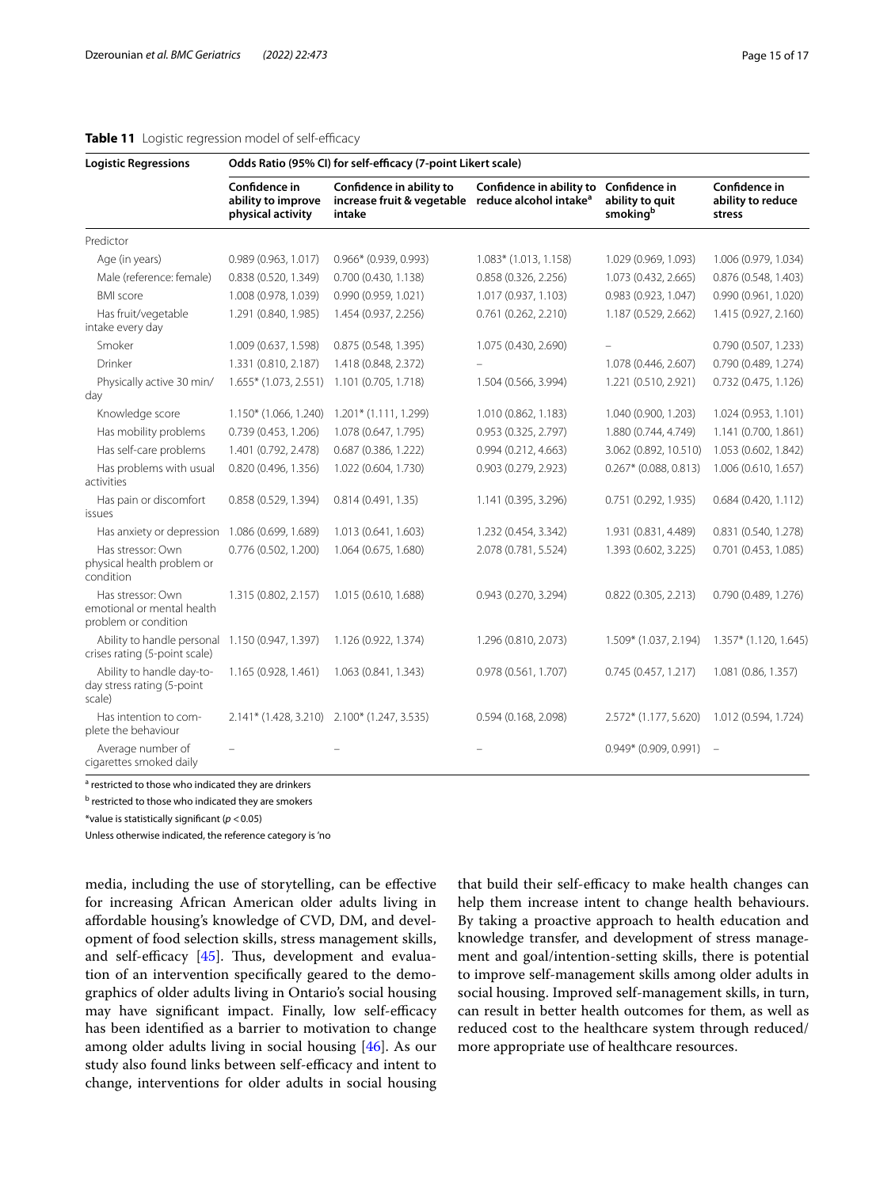**Table 11** Logistic regression model of self-efficacy

| Logistic Regressions | Odds Ratio (95% CI) for self-efficacy (7-point Likert scale) | | | | |
|---|---|---|---|---|---|
| | Confidence in ability to improve physical activity | Confidence in ability to increase fruit & vegetable intake | Confidence in ability to reduce alcohol intake[a] | Confidence in ability to quit smoking[b] | Confidence in ability to reduce stress |
| Predictor | | | | | |
| Age (in years) | 0.989 (0.963, 1.017) | 0.966* (0.939, 0.993) | 1.083* (1.013, 1.158) | 1.029 (0.969, 1.093) | 1.006 (0.979, 1.034) |
| Male (reference: female) | 0.838 (0.520, 1.349) | 0.700 (0.430, 1.138) | 0.858 (0.326, 2.256) | 1.073 (0.432, 2.665) | 0.876 (0.548, 1.403) |
| BMI score | 1.008 (0.978, 1.039) | 0.990 (0.959, 1.021) | 1.017 (0.937, 1.103) | 0.983 (0.923, 1.047) | 0.990 (0.961, 1.020) |
| Has fruit/vegetable intake every day | 1.291 (0.840, 1.985) | 1.454 (0.937, 2.256) | 0.761 (0.262, 2.210) | 1.187 (0.529, 2.662) | 1.415 (0.927, 2.160) |
| Smoker | 1.009 (0.637, 1.598) | 0.875 (0.548, 1.395) | 1.075 (0.430, 2.690) | – | 0.790 (0.507, 1.233) |
| Drinker | 1.331 (0.810, 2.187) | 1.418 (0.848, 2.372) | – | 1.078 (0.446, 2.607) | 0.790 (0.489, 1.274) |
| Physically active 30 min/day | 1.655* (1.073, 2.551) | 1.101 (0.705, 1.718) | 1.504 (0.566, 3.994) | 1.221 (0.510, 2.921) | 0.732 (0.475, 1.126) |
| Knowledge score | 1.150* (1.066, 1.240) | 1.201* (1.111, 1.299) | 1.010 (0.862, 1.183) | 1.040 (0.900, 1.203) | 1.024 (0.953, 1.101) |
| Has mobility problems | 0.739 (0.453, 1.206) | 1.078 (0.647, 1.795) | 0.953 (0.325, 2.797) | 1.880 (0.744, 4.749) | 1.141 (0.700, 1.861) |
| Has self-care problems | 1.401 (0.792, 2.478) | 0.687 (0.386, 1.222) | 0.994 (0.212, 4.663) | 3.062 (0.892, 10.510) | 1.053 (0.602, 1.842) |
| Has problems with usual activities | 0.820 (0.496, 1.356) | 1.022 (0.604, 1.730) | 0.903 (0.279, 2.923) | 0.267* (0.088, 0.813) | 1.006 (0.610, 1.657) |
| Has pain or discomfort issues | 0.858 (0.529, 1.394) | 0.814 (0.491, 1.35) | 1.141 (0.395, 3.296) | 0.751 (0.292, 1.935) | 0.684 (0.420, 1.112) |
| Has anxiety or depression | 1.086 (0.699, 1.689) | 1.013 (0.641, 1.603) | 1.232 (0.454, 3.342) | 1.931 (0.831, 4.489) | 0.831 (0.540, 1.278) |
| Has stressor: Own physical health problem or condition | 0.776 (0.502, 1.200) | 1.064 (0.675, 1.680) | 2.078 (0.781, 5.524) | 1.393 (0.602, 3.225) | 0.701 (0.453, 1.085) |
| Has stressor: Own emotional or mental health problem or condition | 1.315 (0.802, 2.157) | 1.015 (0.610, 1.688) | 0.943 (0.270, 3.294) | 0.822 (0.305, 2.213) | 0.790 (0.489, 1.276) |
| Ability to handle personal crises rating (5-point scale) | 1.150 (0.947, 1.397) | 1.126 (0.922, 1.374) | 1.296 (0.810, 2.073) | 1.509* (1.037, 2.194) | 1.357* (1.120, 1.645) |
| Ability to handle day-to-day stress rating (5-point scale) | 1.165 (0.928, 1.461) | 1.063 (0.841, 1.343) | 0.978 (0.561, 1.707) | 0.745 (0.457, 1.217) | 1.081 (0.86, 1.357) |
| Has intention to complete the behaviour | 2.141* (1.428, 3.210) | 2.100* (1.247, 3.535) | 0.594 (0.168, 2.098) | 2.572* (1.177, 5.620) | 1.012 (0.594, 1.724) |
| Average number of cigarettes smoked daily | – | – | – | 0.949* (0.909, 0.991) | – |

[a] restricted to those who indicated they are drinkers

[b] restricted to those who indicated they are smokers

*value is statistically significant ($p < 0.05$)

Unless otherwise indicated, the reference category is 'no

media, including the use of storytelling, can be effective for increasing African American older adults living in affordable housing's knowledge of CVD, DM, and development of food selection skills, stress management skills, and self-efficacy [45]. Thus, development and evaluation of an intervention specifically geared to the demographics of older adults living in Ontario's social housing may have significant impact. Finally, low self-efficacy has been identified as a barrier to motivation to change among older adults living in social housing [46]. As our study also found links between self-efficacy and intent to change, interventions for older adults in social housing that build their self-efficacy to make health changes can help them increase intent to change health behaviours. By taking a proactive approach to health education and knowledge transfer, and development of stress management and goal/intention-setting skills, there is potential to improve self-management skills among older adults in social housing. Improved self-management skills, in turn, can result in better health outcomes for them, as well as reduced cost to the healthcare system through reduced/more appropriate use of healthcare resources.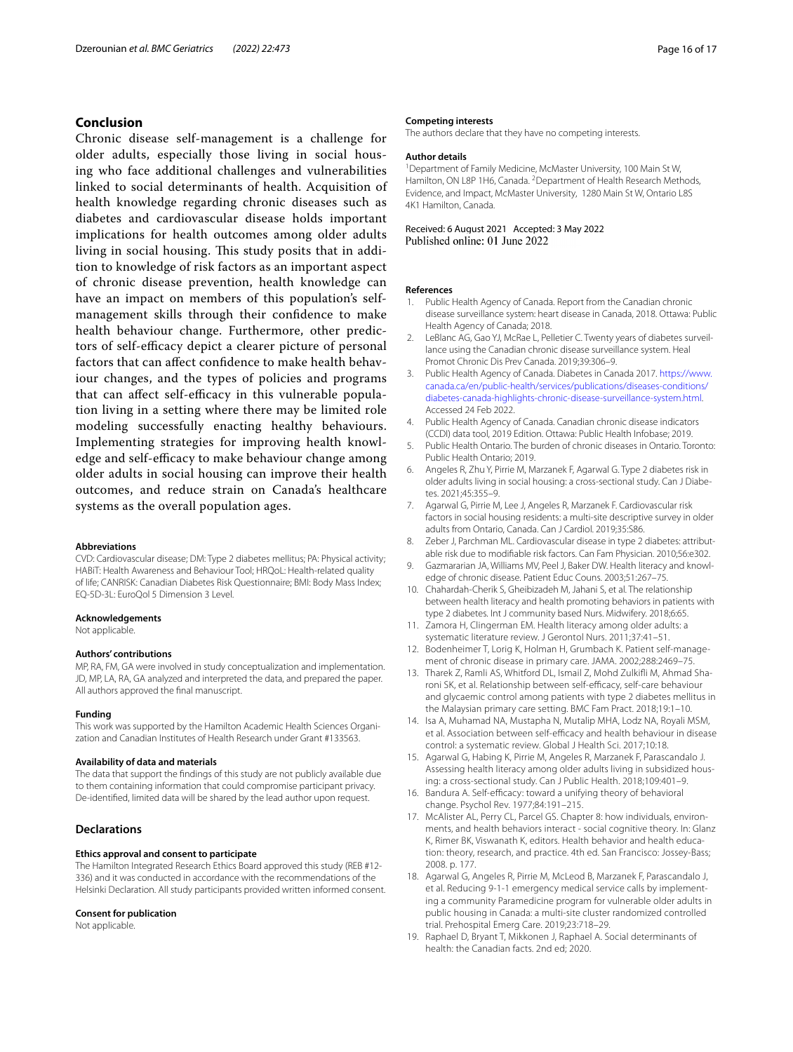## Conclusion

Chronic disease self-management is a challenge for older adults, especially those living in social housing who face additional challenges and vulnerabilities linked to social determinants of health. Acquisition of health knowledge regarding chronic diseases such as diabetes and cardiovascular disease holds important implications for health outcomes among older adults living in social housing. This study posits that in addition to knowledge of risk factors as an important aspect of chronic disease prevention, health knowledge can have an impact on members of this population's self-management skills through their confidence to make health behaviour change. Furthermore, other predictors of self-efficacy depict a clearer picture of personal factors that can affect confidence to make health behaviour changes, and the types of policies and programs that can affect self-efficacy in this vulnerable population living in a setting where there may be limited role modeling successfully enacting healthy behaviours. Implementing strategies for improving health knowledge and self-efficacy to make behaviour change among older adults in social housing can improve their health outcomes, and reduce strain on Canada's healthcare systems as the overall population ages.

#### Abbreviations

CVD: Cardiovascular disease; DM: Type 2 diabetes mellitus; PA: Physical activity; HABiT: Health Awareness and Behaviour Tool; HRQoL: Health-related quality of life; CANRISK: Canadian Diabetes Risk Questionnaire; BMI: Body Mass Index; EQ-5D-3L: EuroQol 5 Dimension 3 Level.

#### Acknowledgements

Not applicable.

#### Authors' contributions

MP, RA, FM, GA were involved in study conceptualization and implementation. JD, MP, LA, RA, GA analyzed and interpreted the data, and prepared the paper. All authors approved the final manuscript.

#### Funding

This work was supported by the Hamilton Academic Health Sciences Organization and Canadian Institutes of Health Research under Grant #133563.

#### Availability of data and materials

The data that support the findings of this study are not publicly available due to them containing information that could compromise participant privacy. De-identified, limited data will be shared by the lead author upon request.

### Declarations

#### Ethics approval and consent to participate

The Hamilton Integrated Research Ethics Board approved this study (REB #12-336) and it was conducted in accordance with the recommendations of the Helsinki Declaration. All study participants provided written informed consent.

#### Consent for publication

Not applicable.

#### Competing interests

The authors declare that they have no competing interests.

#### Author details

[1]Department of Family Medicine, McMaster University, 100 Main St W, Hamilton, ON L8P 1H6, Canada. [2]Department of Health Research Methods, Evidence, and Impact, McMaster University, 1280 Main St W, Ontario L8S 4K1 Hamilton, Canada.

Received: 6 August 2021 Accepted: 3 May 2022
Published online: 01 June 2022

#### References

1. Public Health Agency of Canada. Report from the Canadian chronic disease surveillance system: heart disease in Canada, 2018. Ottawa: Public Health Agency of Canada; 2018.
2. LeBlanc AG, Gao YJ, McRae L, Pelletier C. Twenty years of diabetes surveillance using the Canadian chronic disease surveillance system. Heal Promot Chronic Dis Prev Canada. 2019;39:306–9.
3. Public Health Agency of Canada. Diabetes in Canada 2017. https://www.canada.ca/en/public-health/services/publications/diseases-conditions/diabetes-canada-highlights-chronic-disease-surveillance-system.html. Accessed 24 Feb 2022.
4. Public Health Agency of Canada. Canadian chronic disease indicators (CCDI) data tool, 2019 Edition. Ottawa: Public Health Infobase; 2019.
5. Public Health Ontario. The burden of chronic diseases in Ontario. Toronto: Public Health Ontario; 2019.
6. Angeles R, Zhu Y, Pirrie M, Marzanek F, Agarwal G. Type 2 diabetes risk in older adults living in social housing: a cross-sectional study. Can J Diabetes. 2021;45:355–9.
7. Agarwal G, Pirrie M, Lee J, Angeles R, Marzanek F. Cardiovascular risk factors in social housing residents: a multi-site descriptive survey in older adults from Ontario, Canada. Can J Cardiol. 2019;35:S86.
8. Zeber J, Parchman ML. Cardiovascular disease in type 2 diabetes: attributable risk due to modifiable risk factors. Can Fam Physician. 2010;56:e302.
9. Gazmararian JA, Williams MV, Peel J, Baker DW. Health literacy and knowledge of chronic disease. Patient Educ Couns. 2003;51:267–75.
10. Chahardah-Cherik S, Gheibizadeh M, Jahani S, et al. The relationship between health literacy and health promoting behaviors in patients with type 2 diabetes. Int J community based Nurs. Midwifery. 2018;6:65.
11. Zamora H, Clingerman EM. Health literacy among older adults: a systematic literature review. J Gerontol Nurs. 2011;37:41–51.
12. Bodenheimer T, Lorig K, Holman H, Grumbach K. Patient self-management of chronic disease in primary care. JAMA. 2002;288:2469–75.
13. Tharek Z, Ramli AS, Whitford DL, Ismail Z, Mohd Zulkifli M, Ahmad Sharoni SK, et al. Relationship between self-efficacy, self-care behaviour and glycaemic control among patients with type 2 diabetes mellitus in the Malaysian primary care setting. BMC Fam Pract. 2018;19:1–10.
14. Isa A, Muhamad NA, Mustapha N, Mutalip MHA, Lodz NA, Royali MSM, et al. Association between self-efficacy and health behaviour in disease control: a systematic review. Global J Health Sci. 2017;10:18.
15. Agarwal G, Habing K, Pirrie M, Angeles R, Marzanek F, Parascandalo J. Assessing health literacy among older adults living in subsidized housing: a cross-sectional study. Can J Public Health. 2018;109:401–9.
16. Bandura A. Self-efficacy: toward a unifying theory of behavioral change. Psychol Rev. 1977;84:191–215.
17. McAlister AL, Perry CL, Parcel GS. Chapter 8: how individuals, environments, and health behaviors interact - social cognitive theory. In: Glanz K, Rimer BK, Viswanath K, editors. Health behavior and health education: theory, research, and practice. 4th ed. San Francisco: Jossey-Bass; 2008. p. 177.
18. Agarwal G, Angeles R, Pirrie M, McLeod B, Marzanek F, Parascandalo J, et al. Reducing 9-1-1 emergency medical service calls by implementing a community Paramedicine program for vulnerable older adults in public housing in Canada: a multi-site cluster randomized controlled trial. Prehospital Emerg Care. 2019;23:718–29.
19. Raphael D, Bryant T, Mikkonen J, Raphael A. Social determinants of health: the Canadian facts. 2nd ed; 2020.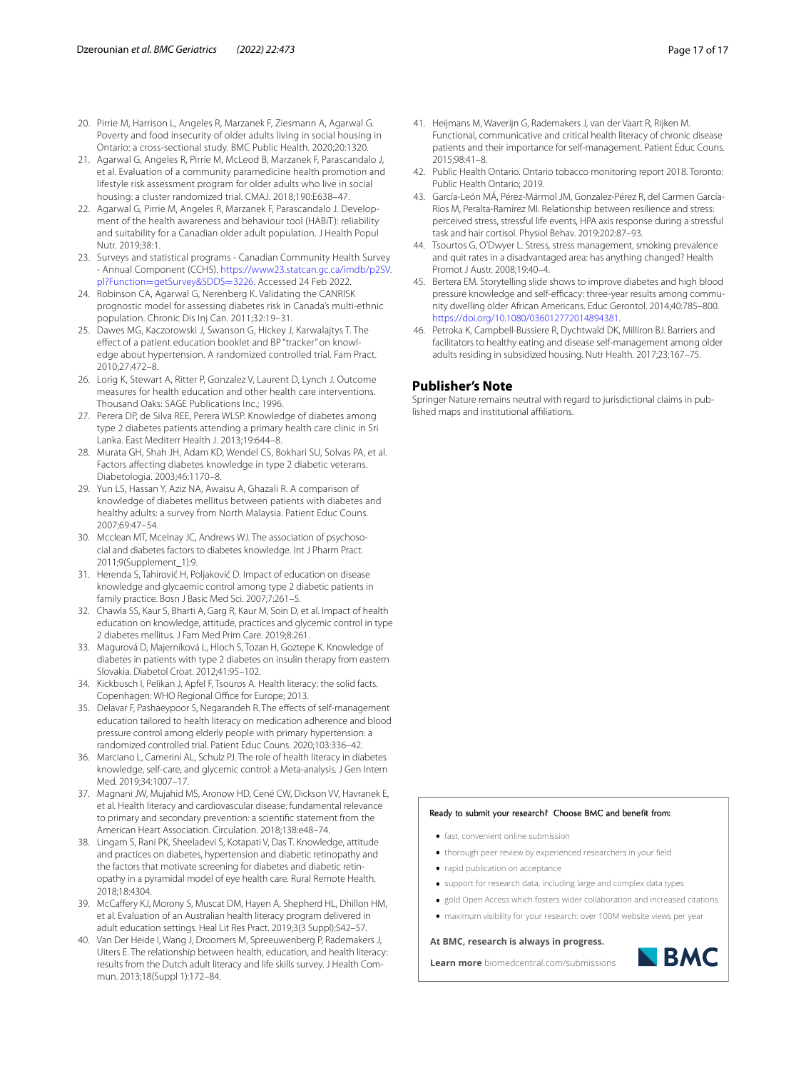20. Pirrie M, Harrison L, Angeles R, Marzanek F, Ziesmann A, Agarwal G. Poverty and food insecurity of older adults living in social housing in Ontario: a cross-sectional study. BMC Public Health. 2020;20:1320.
21. Agarwal G, Angeles R, Pirrie M, McLeod B, Marzanek F, Parascandalo J, et al. Evaluation of a community paramedicine health promotion and lifestyle risk assessment program for older adults who live in social housing: a cluster randomized trial. CMAJ. 2018;190:E638–47.
22. Agarwal G, Pirrie M, Angeles R, Marzanek F, Parascandalo J. Development of the health awareness and behaviour tool (HABiT): reliability and suitability for a Canadian older adult population. J Health Popul Nutr. 2019;38:1.
23. Surveys and statistical programs - Canadian Community Health Survey - Annual Component (CCHS). https://www23.statcan.gc.ca/imdb/p2SV.pl?Function=getSurvey&SDDS=3226. Accessed 24 Feb 2022.
24. Robinson CA, Agarwal G, Nerenberg K. Validating the CANRISK prognostic model for assessing diabetes risk in Canada's multi-ethnic population. Chronic Dis Inj Can. 2011;32:19–31.
25. Dawes MG, Kaczorowski J, Swanson G, Hickey J, Karwalajtys T. The effect of a patient education booklet and BP "tracker" on knowledge about hypertension. A randomized controlled trial. Fam Pract. 2010;27:472–8.
26. Lorig K, Stewart A, Ritter P, Gonzalez V, Laurent D, Lynch J. Outcome measures for health education and other health care interventions. Thousand Oaks: SAGE Publications Inc.; 1996.
27. Perera DP, de Silva REE, Perera WLSP. Knowledge of diabetes among type 2 diabetes patients attending a primary health care clinic in Sri Lanka. East Mediterr Health J. 2013;19:644–8.
28. Murata GH, Shah JH, Adam KD, Wendel CS, Bokhari SU, Solvas PA, et al. Factors affecting diabetes knowledge in type 2 diabetic veterans. Diabetologia. 2003;46:1170–8.
29. Yun LS, Hassan Y, Aziz NA, Awaisu A, Ghazali R. A comparison of knowledge of diabetes mellitus between patients with diabetes and healthy adults: a survey from North Malaysia. Patient Educ Couns. 2007;69:47–54.
30. Mcclean MT, Mcelnay JC, Andrews WJ. The association of psychosocial and diabetes factors to diabetes knowledge. Int J Pharm Pract. 2011;9(Supplement_1):9.
31. Herenda S, Tahirović H, Poljaković D. Impact of education on disease knowledge and glycaemic control among type 2 diabetic patients in family practice. Bosn J Basic Med Sci. 2007;7:261–5.
32. Chawla SS, Kaur S, Bharti A, Garg R, Kaur M, Soin D, et al. Impact of health education on knowledge, attitude, practices and glycemic control in type 2 diabetes mellitus. J Fam Med Prim Care. 2019;8:261.
33. Magurová D, Majerníková L, Hloch S, Tozan H, Goztepe K. Knowledge of diabetes in patients with type 2 diabetes on insulin therapy from eastern Slovakia. Diabetol Croat. 2012;41:95–102.
34. Kickbusch I, Pelikan J, Apfel F, Tsouros A. Health literacy: the solid facts. Copenhagen: WHO Regional Office for Europe; 2013.
35. Delavar F, Pashaeypoor S, Negarandeh R. The effects of self-management education tailored to health literacy on medication adherence and blood pressure control among elderly people with primary hypertension: a randomized controlled trial. Patient Educ Couns. 2020;103:336–42.
36. Marciano L, Camerini AL, Schulz PJ. The role of health literacy in diabetes knowledge, self-care, and glycemic control: a Meta-analysis. J Gen Intern Med. 2019;34:1007–17.
37. Magnani JW, Mujahid MS, Aronow HD, Cené CW, Dickson VV, Havranek E, et al. Health literacy and cardiovascular disease: fundamental relevance to primary and secondary prevention: a scientific statement from the American Heart Association. Circulation. 2018;138:e48–74.
38. Lingam S, Rani PK, Sheeladevi S, Kotapati V, Das T. Knowledge, attitude and practices on diabetes, hypertension and diabetic retinopathy and the factors that motivate screening for diabetes and diabetic retinopathy in a pyramidal model of eye health care. Rural Remote Health. 2018;18:4304.
39. McCaffery KJ, Morony S, Muscat DM, Hayen A, Shepherd HL, Dhillon HM, et al. Evaluation of an Australian health literacy program delivered in adult education settings. Heal Lit Res Pract. 2019;3(3 Suppl):S42–57.
40. Van Der Heide I, Wang J, Droomers M, Spreeuwenberg P, Rademakers J, Uiters E. The relationship between health, education, and health literacy: results from the Dutch adult literacy and life skills survey. J Health Commun. 2013;18(Suppl 1):172–84.
41. Heijmans M, Waverijn G, Rademakers J, van der Vaart R, Rijken M. Functional, communicative and critical health literacy of chronic disease patients and their importance for self-management. Patient Educ Couns. 2015;98:41–8.
42. Public Health Ontario. Ontario tobacco monitoring report 2018. Toronto: Public Health Ontario; 2019.
43. García-León MÁ, Pérez-Mármol JM, Gonzalez-Pérez R, del Carmen García-Ríos M, Peralta-Ramírez MI. Relationship between resilience and stress: perceived stress, stressful life events, HPA axis response during a stressful task and hair cortisol. Physiol Behav. 2019;202:87–93.
44. Tsourtos G, O'Dwyer L. Stress, stress management, smoking prevalence and quit rates in a disadvantaged area: has anything changed? Health Promot J Austr. 2008;19:40–4.
45. Bertera EM. Storytelling slide shows to improve diabetes and high blood pressure knowledge and self-efficacy: three-year results among community dwelling older African Americans. Educ Gerontol. 2014;40:785–800. https://doi.org/10.1080/036012772014894381.
46. Petroka K, Campbell-Bussiere R, Dychtwald DK, Milliron BJ. Barriers and facilitators to healthy eating and disease self-management among older adults residing in subsidized housing. Nutr Health. 2017;23:167–75.

## Publisher's Note

Springer Nature remains neutral with regard to jurisdictional claims in published maps and institutional affiliations.

Ready to submit your research? Choose BMC and benefit from:

- fast, convenient online submission
- thorough peer review by experienced researchers in your field
- rapid publication on acceptance
- support for research data, including large and complex data types
- gold Open Access which fosters wider collaboration and increased citations
- maximum visibility for your research: over 100M website views per year

**At BMC, research is always in progress.**

**Learn more** biomedcentral.com/submissions